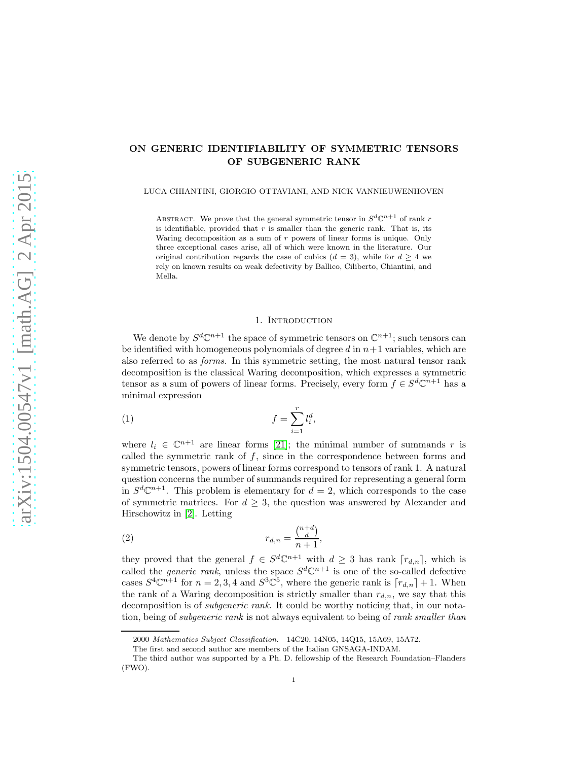# ON GENERIC IDENTIFIABILITY OF SYMMETRIC TENSORS OF SUBGENERIC RANK

LUCA CHIANTINI, GIORGIO OTTAVIANI, AND NICK VANNIEUWENHOVEN

Abstract. We prove that the general symmetric tensor in $S^d\mathbb{C}^{n+1}$ of rank $r$ is identifiable, provided that $r$ is smaller than the generic rank. That is, its Waring decomposition as a sum of $r$ powers of linear forms is unique. Only three exceptional cases arise, all of which were known in the literature. Our original contribution regards the case of cubics ($d = 3$), while for $d \geq 4$ we rely on known results on weak defectivity by Ballico, Ciliberto, Chiantini, and Mella.

## 1. Introduction

We denote by $S^d\mathbb{C}^{n+1}$ the space of symmetric tensors on $\mathbb{C}^{n+1}$; such tensors can be identified with homogeneous polynomials of degree $d$ in $n+1$ variables, which are also referred to as *forms*. In this symmetric setting, the most natural tensor rank decomposition is the classical Waring decomposition, which expresses a symmetric tensor as a sum of powers of linear forms. Precisely, every form $f \in S^d\mathbb{C}^{n+1}$ has a minimal expression

$$f = \sum_{i=1}^{r} l_i^d, \tag{1}$$

where $l_i \in \mathbb{C}^{n+1}$ are linear forms [21]; the minimal number of summands $r$ is called the symmetric rank of $f$, since in the correspondence between forms and symmetric tensors, powers of linear forms correspond to tensors of rank 1. A natural question concerns the number of summands required for representing a general form in $S^d\mathbb{C}^{n+1}$. This problem is elementary for $d = 2$, which corresponds to the case of symmetric matrices. For $d \geq 3$, the question was answered by Alexander and Hirschowitz in [2]. Letting

$$r_{d,n} = \frac{\binom{n+d}{d}}{n+1}, \tag{2}$$

they proved that the general $f \in S^d\mathbb{C}^{n+1}$ with $d \geq 3$ has rank $\lceil r_{d,n} \rceil$, which is called the *generic rank*, unless the space $S^d\mathbb{C}^{n+1}$ is one of the so-called defective cases $S^4\mathbb{C}^{n+1}$ for $n = 2, 3, 4$ and $S^3\mathbb{C}^5$, where the generic rank is $\lceil r_{d,n} \rceil + 1$. When the rank of a Waring decomposition is strictly smaller than $r_{d,n}$, we say that this decomposition is of *subgeneric rank*. It could be worthy noticing that, in our notation, being of *subgeneric rank* is not always equivalent to being of *rank smaller than*

2000 *Mathematics Subject Classification.* 14C20, 14N05, 14Q15, 15A69, 15A72.

The first and second author are members of the Italian GNSAGA-INDAM.

The third author was supported by a Ph. D. fellowship of the Research Foundation–Flanders (FWO).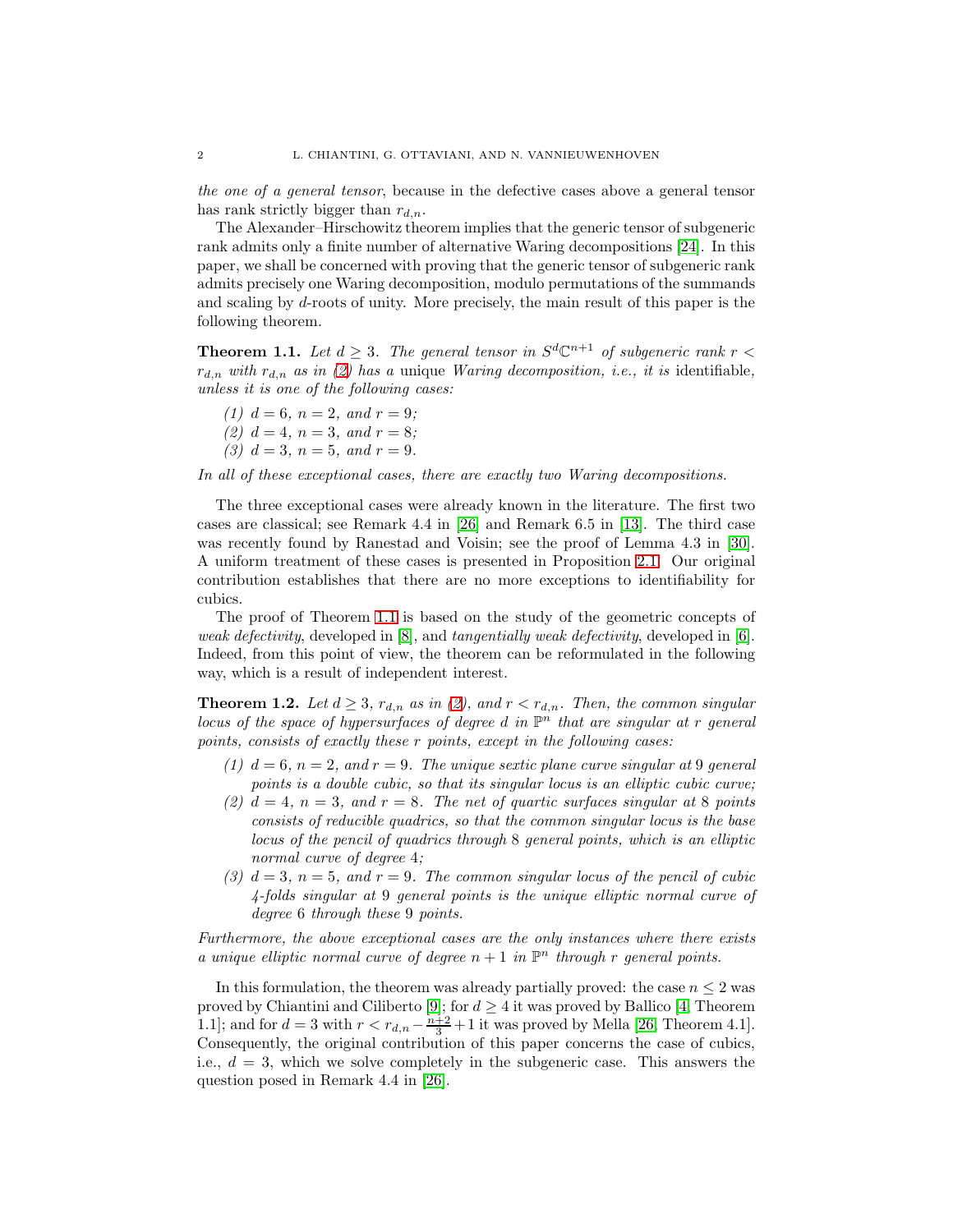*the one of a general tensor*, because in the defective cases above a general tensor has rank strictly bigger than $r_{d,n}$.

The Alexander–Hirschowitz theorem implies that the generic tensor of subgeneric rank admits only a finite number of alternative Waring decompositions [24]. In this paper, we shall be concerned with proving that the generic tensor of subgeneric rank admits precisely one Waring decomposition, modulo permutations of the summands and scaling by $d$-roots of unity. More precisely, the main result of this paper is the following theorem.

**Theorem 1.1.** *Let $d \geq 3$. The general tensor in $S^d\mathbb{C}^{n+1}$ of subgeneric rank $r < r_{d,n}$ with $r_{d,n}$ as in (2) has a* unique *Waring decomposition, i.e., it is* identifiable*, unless it is one of the following cases:*

*(1) $d = 6$, $n = 2$, and $r = 9$;*
*(2) $d = 4$, $n = 3$, and $r = 8$;*
*(3) $d = 3$, $n = 5$, and $r = 9$.*

*In all of these exceptional cases, there are exactly two Waring decompositions.*

The three exceptional cases were already known in the literature. The first two cases are classical; see Remark 4.4 in [26] and Remark 6.5 in [13]. The third case was recently found by Ranestad and Voisin; see the proof of Lemma 4.3 in [30]. A uniform treatment of these cases is presented in Proposition 2.1. Our original contribution establishes that there are no more exceptions to identifiability for cubics.

The proof of Theorem 1.1 is based on the study of the geometric concepts of *weak defectivity*, developed in [8], and *tangentially weak defectivity*, developed in [6]. Indeed, from this point of view, the theorem can be reformulated in the following way, which is a result of independent interest.

**Theorem 1.2.** *Let $d \geq 3$, $r_{d,n}$ as in (2), and $r < r_{d,n}$. Then, the common singular locus of the space of hypersurfaces of degree $d$ in $\mathbb{P}^n$ that are singular at $r$ general points, consists of exactly these $r$ points, except in the following cases:*

*(1) $d = 6$, $n = 2$, and $r = 9$. The unique sextic plane curve singular at $9$ general points is a double cubic, so that its singular locus is an elliptic cubic curve;*
*(2) $d = 4$, $n = 3$, and $r = 8$. The net of quartic surfaces singular at $8$ points consists of reducible quadrics, so that the common singular locus is the base locus of the pencil of quadrics through $8$ general points, which is an elliptic normal curve of degree $4$;*
*(3) $d = 3$, $n = 5$, and $r = 9$. The common singular locus of the pencil of cubic $4$-folds singular at $9$ general points is the unique elliptic normal curve of degree $6$ through these $9$ points.*

*Furthermore, the above exceptional cases are the only instances where there exists a unique elliptic normal curve of degree $n + 1$ in $\mathbb{P}^n$ through $r$ general points.*

In this formulation, the theorem was already partially proved: the case $n \leq 2$ was proved by Chiantini and Ciliberto [9]; for $d \geq 4$ it was proved by Ballico [4, Theorem 1.1]; and for $d = 3$ with $r < r_{d,n} - \frac{n+2}{3} + 1$ it was proved by Mella [26, Theorem 4.1]. Consequently, the original contribution of this paper concerns the case of cubics, i.e., $d = 3$, which we solve completely in the subgeneric case. This answers the question posed in Remark 4.4 in [26].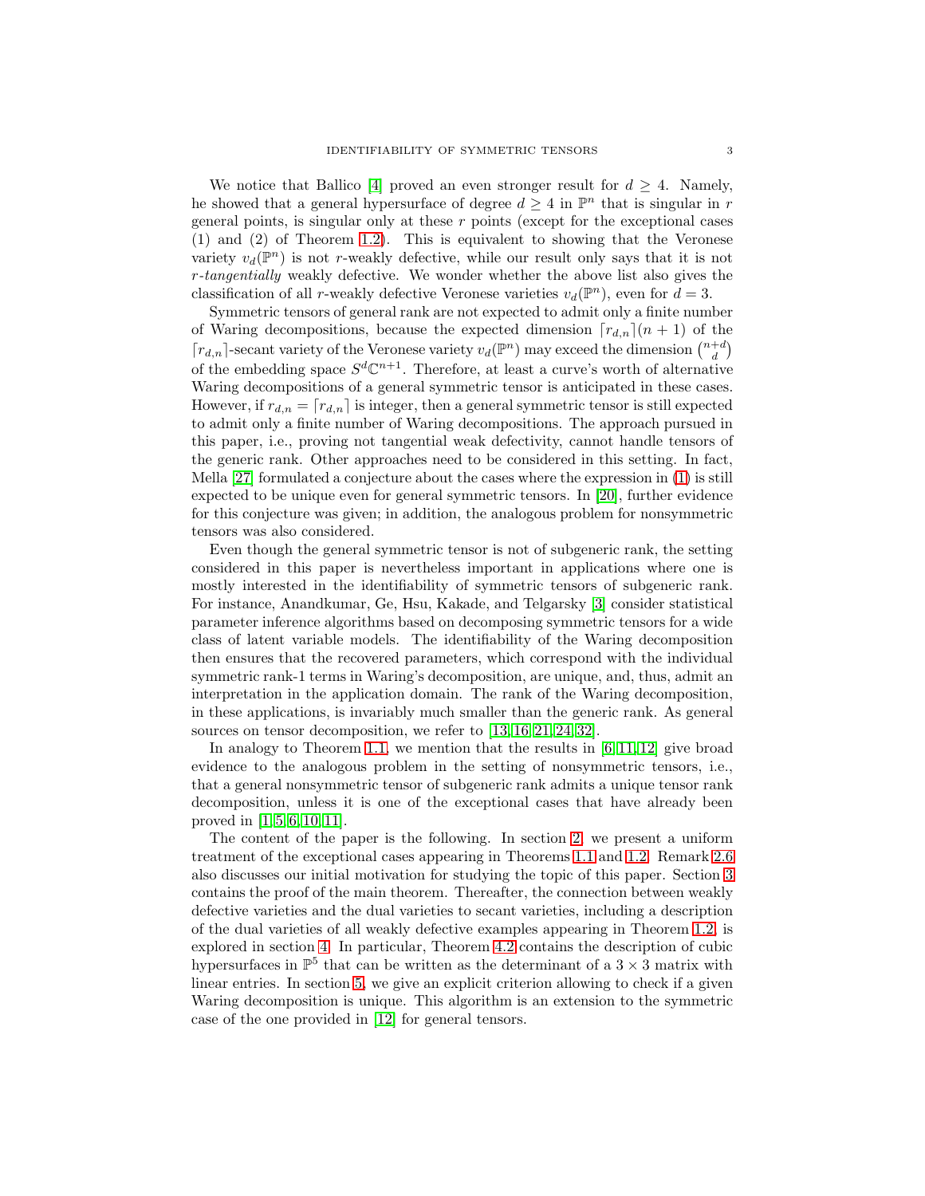We notice that Ballico [4] proved an even stronger result for $d \geq 4$. Namely, he showed that a general hypersurface of degree $d \geq 4$ in $\mathbb{P}^n$ that is singular in $r$ general points, is singular only at these $r$ points (except for the exceptional cases (1) and (2) of Theorem 1.2). This is equivalent to showing that the Veronese variety $v_d(\mathbb{P}^n)$ is not $r$-weakly defective, while our result only says that it is not $r$-*tangentially* weakly defective. We wonder whether the above list also gives the classification of all $r$-weakly defective Veronese varieties $v_d(\mathbb{P}^n)$, even for $d = 3$.

Symmetric tensors of general rank are not expected to admit only a finite number of Waring decompositions, because the expected dimension $\lceil r_{d,n} \rceil (n+1)$ of the $\lceil r_{d,n} \rceil$-secant variety of the Veronese variety $v_d(\mathbb{P}^n)$ may exceed the dimension $\binom{n+d}{d}$ of the embedding space $S^d\mathbb{C}^{n+1}$. Therefore, at least a curve's worth of alternative Waring decompositions of a general symmetric tensor is anticipated in these cases. However, if $r_{d,n} = \lceil r_{d,n} \rceil$ is integer, then a general symmetric tensor is still expected to admit only a finite number of Waring decompositions. The approach pursued in this paper, i.e., proving not tangential weak defectivity, cannot handle tensors of the generic rank. Other approaches need to be considered in this setting. In fact, Mella [27] formulated a conjecture about the cases where the expression in (1) is still expected to be unique even for general symmetric tensors. In [20], further evidence for this conjecture was given; in addition, the analogous problem for nonsymmetric tensors was also considered.

Even though the general symmetric tensor is not of subgeneric rank, the setting considered in this paper is nevertheless important in applications where one is mostly interested in the identifiability of symmetric tensors of subgeneric rank. For instance, Anandkumar, Ge, Hsu, Kakade, and Telgarsky [3] consider statistical parameter inference algorithms based on decomposing symmetric tensors for a wide class of latent variable models. The identifiability of the Waring decomposition then ensures that the recovered parameters, which correspond with the individual symmetric rank-1 terms in Waring's decomposition, are unique, and, thus, admit an interpretation in the application domain. The rank of the Waring decomposition, in these applications, is invariably much smaller than the generic rank. As general sources on tensor decomposition, we refer to [13, 16, 21, 24, 32].

In analogy to Theorem 1.1, we mention that the results in [6, 11, 12] give broad evidence to the analogous problem in the setting of nonsymmetric tensors, i.e., that a general nonsymmetric tensor of subgeneric rank admits a unique tensor rank decomposition, unless it is one of the exceptional cases that have already been proved in [1, 5, 6, 10, 11].

The content of the paper is the following. In section 2, we present a uniform treatment of the exceptional cases appearing in Theorems 1.1 and 1.2. Remark 2.6 also discusses our initial motivation for studying the topic of this paper. Section 3 contains the proof of the main theorem. Thereafter, the connection between weakly defective varieties and the dual varieties to secant varieties, including a description of the dual varieties of all weakly defective examples appearing in Theorem 1.2, is explored in section 4. In particular, Theorem 4.2 contains the description of cubic hypersurfaces in $\mathbb{P}^5$ that can be written as the determinant of a $3 \times 3$ matrix with linear entries. In section 5, we give an explicit criterion allowing to check if a given Waring decomposition is unique. This algorithm is an extension to the symmetric case of the one provided in [12] for general tensors.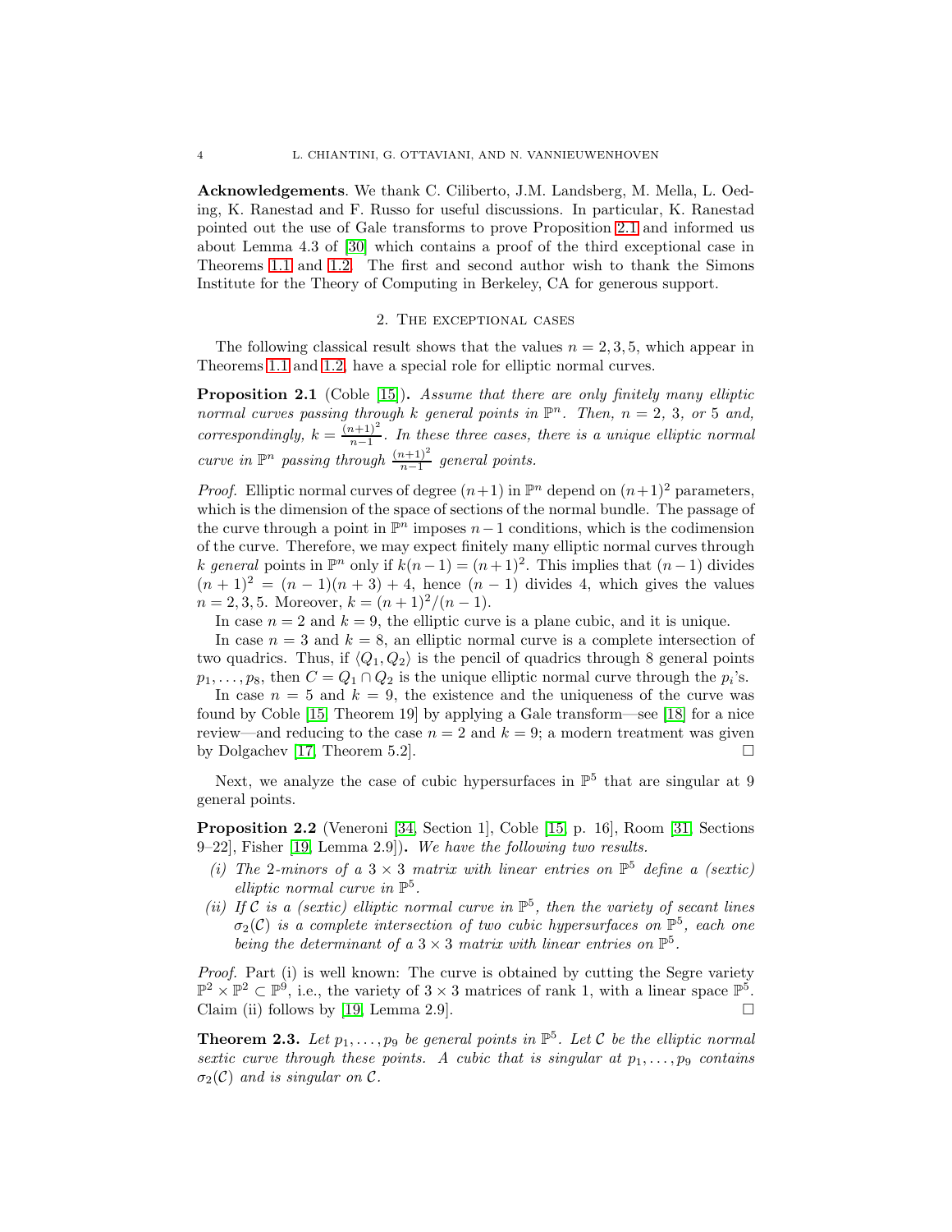**Acknowledgements**. We thank C. Ciliberto, J.M. Landsberg, M. Mella, L. Oeding, K. Ranestad and F. Russo for useful discussions. In particular, K. Ranestad pointed out the use of Gale transforms to prove Proposition 2.1 and informed us about Lemma 4.3 of [30] which contains a proof of the third exceptional case in Theorems 1.1 and 1.2. The first and second author wish to thank the Simons Institute for the Theory of Computing in Berkeley, CA for generous support.

## 2. The exceptional cases

The following classical result shows that the values $n = 2, 3, 5$, which appear in Theorems 1.1 and 1.2, have a special role for elliptic normal curves.

**Proposition 2.1** (Coble [15])**.** *Assume that there are only finitely many elliptic normal curves passing through $k$ general points in $\mathbb{P}^n$. Then, $n = 2$, $3$, or $5$ and, correspondingly, $k = \frac{(n+1)^2}{n-1}$. In these three cases, there is a unique elliptic normal curve in $\mathbb{P}^n$ passing through $\frac{(n+1)^2}{n-1}$ general points.*

*Proof.* Elliptic normal curves of degree $(n+1)$ in $\mathbb{P}^n$ depend on $(n+1)^2$ parameters, which is the dimension of the space of sections of the normal bundle. The passage of the curve through a point in $\mathbb{P}^n$ imposes $n-1$ conditions, which is the codimension of the curve. Therefore, we may expect finitely many elliptic normal curves through $k$ *general* points in $\mathbb{P}^n$ only if $k(n-1) = (n+1)^2$. This implies that $(n-1)$ divides $(n+1)^2 = (n-1)(n+3) + 4$, hence $(n-1)$ divides 4, which gives the values $n = 2, 3, 5$. Moreover, $k = (n+1)^2/(n-1)$.

In case $n = 2$ and $k = 9$, the elliptic curve is a plane cubic, and it is unique.

In case $n = 3$ and $k = 8$, an elliptic normal curve is a complete intersection of two quadrics. Thus, if $\langle Q_1, Q_2\rangle$ is the pencil of quadrics through 8 general points $p_1, \ldots, p_8$, then $C = Q_1 \cap Q_2$ is the unique elliptic normal curve through the $p_i$'s.

In case $n = 5$ and $k = 9$, the existence and the uniqueness of the curve was found by Coble [15, Theorem 19] by applying a Gale transform—see [18] for a nice review—and reducing to the case $n = 2$ and $k = 9$; a modern treatment was given by Dolgachev [17, Theorem 5.2]. $\square$

Next, we analyze the case of cubic hypersurfaces in $\mathbb{P}^5$ that are singular at 9 general points.

**Proposition 2.2** (Veneroni [34, Section 1], Coble [15, p. 16], Room [31, Sections 9–22], Fisher [19, Lemma 2.9])**.** *We have the following two results.*

1. *(i) The 2-minors of a $3 \times 3$ matrix with linear entries on $\mathbb{P}^5$ define a (sextic) elliptic normal curve in $\mathbb{P}^5$.*
2. *(ii) If $\mathcal{C}$ is a (sextic) elliptic normal curve in $\mathbb{P}^5$, then the variety of secant lines $\sigma_2(\mathcal{C})$ is a complete intersection of two cubic hypersurfaces on $\mathbb{P}^5$, each one being the determinant of a $3 \times 3$ matrix with linear entries on $\mathbb{P}^5$.*

*Proof.* Part (i) is well known: The curve is obtained by cutting the Segre variety $\mathbb{P}^2 \times \mathbb{P}^2 \subset \mathbb{P}^9$, i.e., the variety of $3 \times 3$ matrices of rank 1, with a linear space $\mathbb{P}^5$. Claim (ii) follows by [19, Lemma 2.9]. $\square$

**Theorem 2.3.** *Let $p_1, \ldots, p_9$ be general points in $\mathbb{P}^5$. Let $\mathcal{C}$ be the elliptic normal sextic curve through these points. A cubic that is singular at $p_1, \ldots, p_9$ contains $\sigma_2(\mathcal{C})$ and is singular on $\mathcal{C}$.*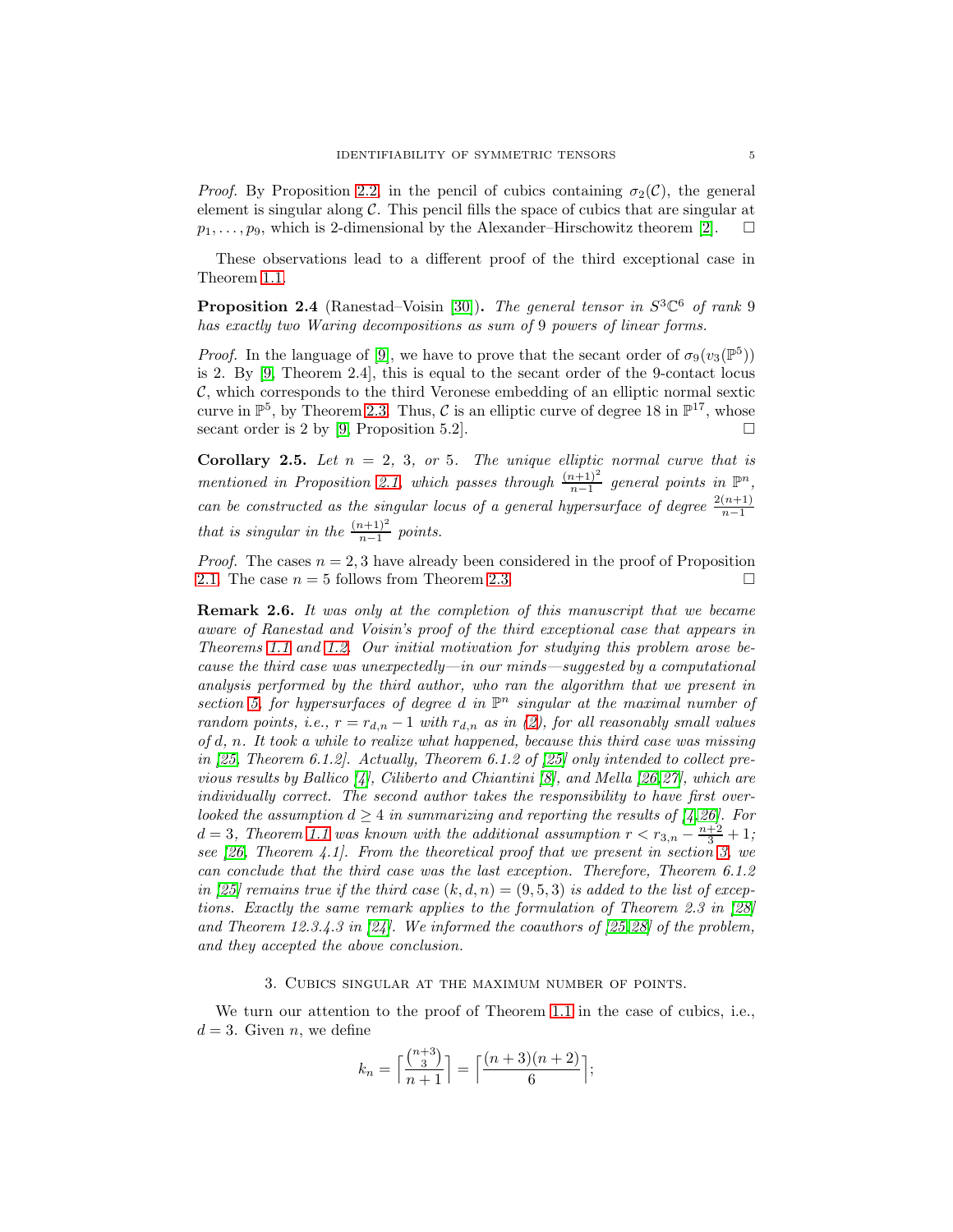*Proof.* By Proposition 2.2, in the pencil of cubics containing $\sigma_2(\mathcal{C})$, the general element is singular along $\mathcal{C}$. This pencil fills the space of cubics that are singular at $p_1, \ldots, p_9$, which is 2-dimensional by the Alexander–Hirschowitz theorem [2]. □

These observations lead to a different proof of the third exceptional case in Theorem 1.1.

**Proposition 2.4** (Ranestad–Voisin [30])**.** *The general tensor in $S^3\mathbb{C}^6$ of rank 9 has exactly two Waring decompositions as sum of 9 powers of linear forms.*

*Proof.* In the language of [9], we have to prove that the secant order of $\sigma_9(v_3(\mathbb{P}^5))$ is 2. By [9, Theorem 2.4], this is equal to the secant order of the 9-contact locus $\mathcal{C}$, which corresponds to the third Veronese embedding of an elliptic normal sextic curve in $\mathbb{P}^5$, by Theorem 2.3. Thus, $\mathcal{C}$ is an elliptic curve of degree 18 in $\mathbb{P}^{17}$, whose secant order is 2 by [9, Proposition 5.2]. □

**Corollary 2.5.** *Let $n = 2$, 3, or 5. The unique elliptic normal curve that is mentioned in Proposition 2.1, which passes through $\frac{(n+1)^2}{n-1}$ general points in $\mathbb{P}^n$, can be constructed as the singular locus of a general hypersurface of degree $\frac{2(n+1)}{n-1}$ that is singular in the $\frac{(n+1)^2}{n-1}$ points.*

*Proof.* The cases $n = 2, 3$ have already been considered in the proof of Proposition 2.1. The case $n = 5$ follows from Theorem 2.3. □

**Remark 2.6.** *It was only at the completion of this manuscript that we became aware of Ranestad and Voisin's proof of the third exceptional case that appears in Theorems 1.1 and 1.2. Our initial motivation for studying this problem arose because the third case was unexpectedly—in our minds—suggested by a computational analysis performed by the third author, who ran the algorithm that we present in section 5, for hypersurfaces of degree $d$ in $\mathbb{P}^n$ singular at the maximal number of random points, i.e., $r = r_{d,n} - 1$ with $r_{d,n}$ as in (2), for all reasonably small values of $d$, $n$. It took a while to realize what happened, because this third case was missing in [25, Theorem 6.1.2]. Actually, Theorem 6.1.2 of [25] only intended to collect previous results by Ballico [4], Ciliberto and Chiantini [8], and Mella [26,27], which are individually correct. The second author takes the responsibility to have first overlooked the assumption $d \geq 4$ in summarizing and reporting the results of [4,26]. For $d = 3$, Theorem 1.1 was known with the additional assumption $r < r_{3,n} - \frac{n+2}{3} + 1$; see [26, Theorem 4.1]. From the theoretical proof that we present in section 3, we can conclude that the third case was the last exception. Therefore, Theorem 6.1.2 in [25] remains true if the third case $(k, d, n) = (9, 5, 3)$ is added to the list of exceptions. Exactly the same remark applies to the formulation of Theorem 2.3 in [28] and Theorem 12.3.4.3 in [24]. We informed the coauthors of [25,28] of the problem, and they accepted the above conclusion.*

## 3. Cubics singular at the maximum number of points.

We turn our attention to the proof of Theorem 1.1 in the case of cubics, i.e., $d = 3$. Given $n$, we define

$$k_n = \left\lceil \frac{\binom{n+3}{3}}{n+1} \right\rceil = \left\lceil \frac{(n+3)(n+2)}{6} \right\rceil;$$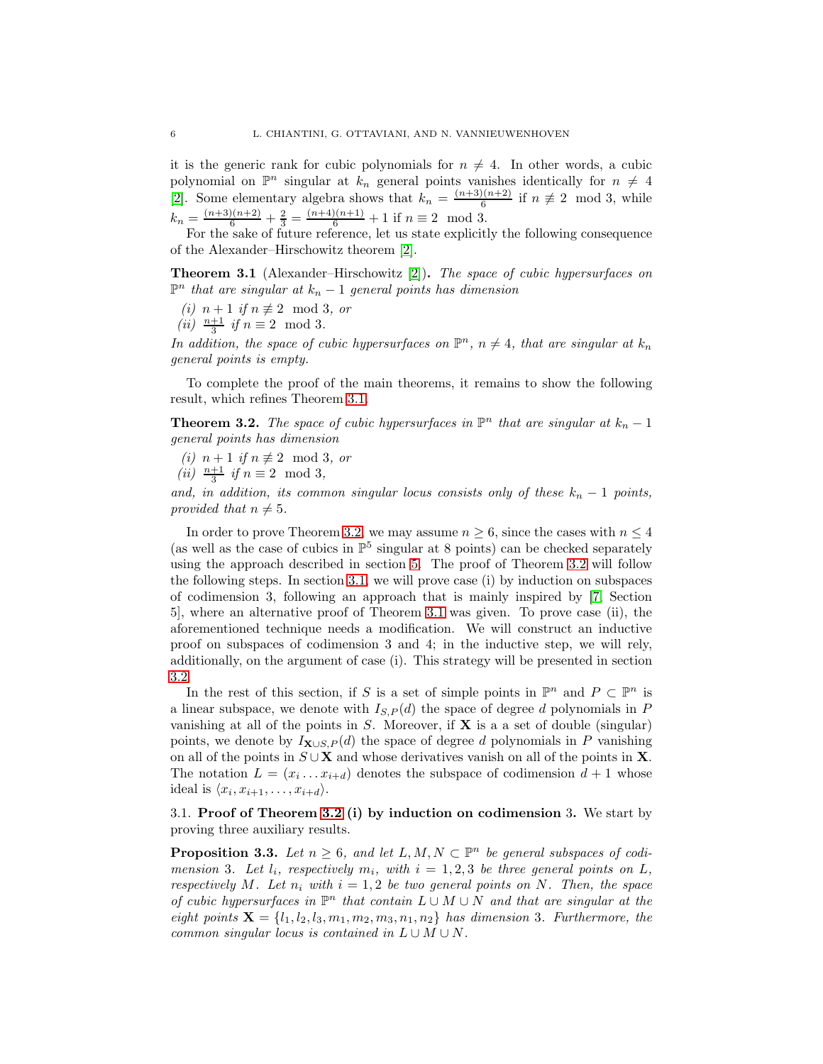it is the generic rank for cubic polynomials for $n \neq 4$. In other words, a cubic polynomial on $\mathbb{P}^n$ singular at $k_n$ general points vanishes identically for $n \neq 4$ [2]. Some elementary algebra shows that $k_n = \frac{(n+3)(n+2)}{6}$ if $n \not\equiv 2 \mod 3$, while $k_n = \frac{(n+3)(n+2)}{6} + \frac{2}{3} = \frac{(n+4)(n+1)}{6} + 1$ if $n \equiv 2 \mod 3$.

For the sake of future reference, let us state explicitly the following consequence of the Alexander–Hirschowitz theorem [2].

**Theorem 3.1** (Alexander–Hirschowitz [2])**.** *The space of cubic hypersurfaces on $\mathbb{P}^n$ that are singular at $k_n - 1$ general points has dimension*

*(i) $n+1$ if $n \not\equiv 2 \mod 3$, or*
*(ii) $\frac{n+1}{3}$ if $n \equiv 2 \mod 3$.*

*In addition, the space of cubic hypersurfaces on $\mathbb{P}^n$, $n \neq 4$, that are singular at $k_n$ general points is empty.*

To complete the proof of the main theorems, it remains to show the following result, which refines Theorem 3.1.

**Theorem 3.2.** *The space of cubic hypersurfaces in $\mathbb{P}^n$ that are singular at $k_n - 1$ general points has dimension*

*(i) $n+1$ if $n \not\equiv 2 \mod 3$, or*
*(ii) $\frac{n+1}{3}$ if $n \equiv 2 \mod 3$,*

*and, in addition, its common singular locus consists only of these $k_n - 1$ points, provided that $n \neq 5$.*

In order to prove Theorem 3.2, we may assume $n \geq 6$, since the cases with $n \leq 4$ (as well as the case of cubics in $\mathbb{P}^5$ singular at 8 points) can be checked separately using the approach described in section 5. The proof of Theorem 3.2 will follow the following steps. In section 3.1, we will prove case (i) by induction on subspaces of codimension 3, following an approach that is mainly inspired by [7, Section 5], where an alternative proof of Theorem 3.1 was given. To prove case (ii), the aforementioned technique needs a modification. We will construct an inductive proof on subspaces of codimension 3 and 4; in the inductive step, we will rely, additionally, on the argument of case (i). This strategy will be presented in section 3.2.

In the rest of this section, if $S$ is a set of simple points in $\mathbb{P}^n$ and $P \subset \mathbb{P}^n$ is a linear subspace, we denote with $I_{S,P}(d)$ the space of degree $d$ polynomials in $P$ vanishing at all of the points in $S$. Moreover, if $\mathbf{X}$ is a a set of double (singular) points, we denote by $I_{\mathbf{X}\cup S,P}(d)$ the space of degree $d$ polynomials in $P$ vanishing on all of the points in $S \cup \mathbf{X}$ and whose derivatives vanish on all of the points in $\mathbf{X}$. The notation $L = (x_i \dots x_{i+d})$ denotes the subspace of codimension $d+1$ whose ideal is $\langle x_i, x_{i+1}, \dots, x_{i+d} \rangle$.

### 3.1. Proof of Theorem 3.2 (i) by induction on codimension 3.

We start by proving three auxiliary results.

**Proposition 3.3.** *Let $n \geq 6$, and let $L, M, N \subset \mathbb{P}^n$ be general subspaces of codimension 3. Let $l_i$, respectively $m_i$, with $i = 1,2,3$ be three general points on $L$, respectively $M$. Let $n_i$ with $i = 1,2$ be two general points on $N$. Then, the space of cubic hypersurfaces in $\mathbb{P}^n$ that contain $L \cup M \cup N$ and that are singular at the eight points $\mathbf{X} = \{l_1, l_2, l_3, m_1, m_2, m_3, n_1, n_2\}$ has dimension 3. Furthermore, the common singular locus is contained in $L \cup M \cup N$.*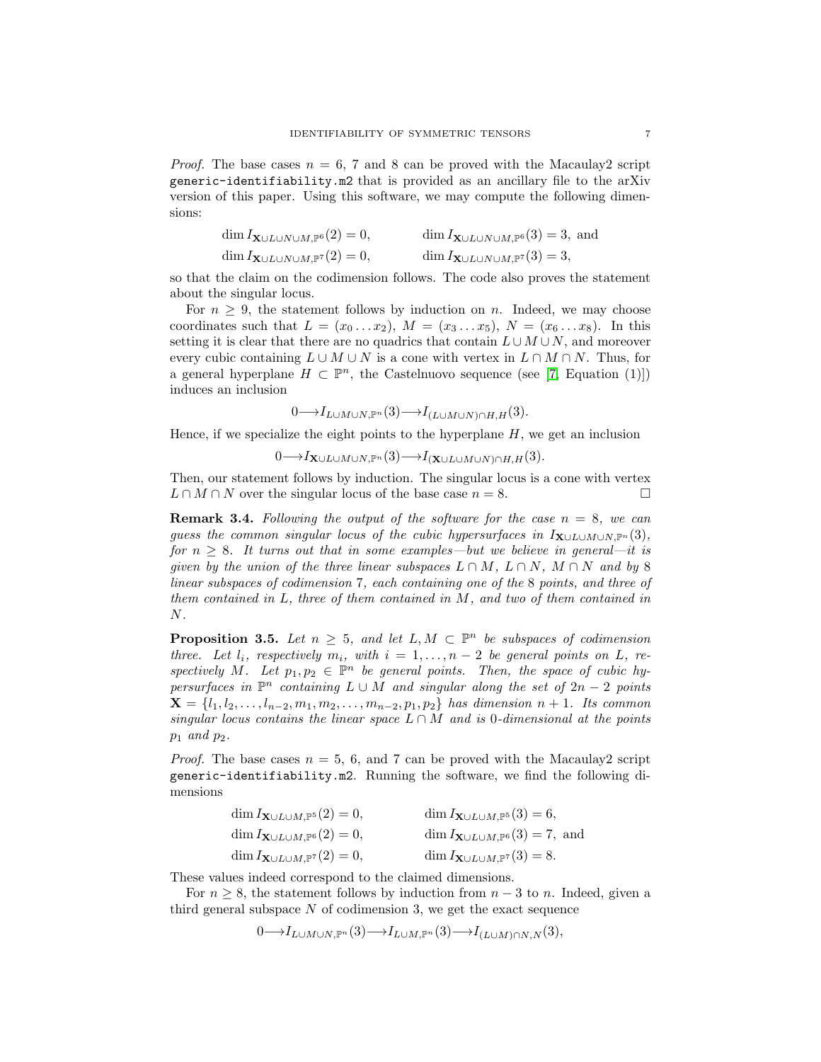*Proof.* The base cases $n = 6$, $7$ and $8$ can be proved with the Macaulay2 script `generic-identifiability.m2` that is provided as an ancillary file to the arXiv version of this paper. Using this software, we may compute the following dimensions:

$$\dim I_{\mathbf{X}\cup L\cup N\cup M,\mathbb{P}^6}(2) = 0, \qquad \dim I_{\mathbf{X}\cup L\cup N\cup M,\mathbb{P}^6}(3) = 3, \text{ and}$$
$$\dim I_{\mathbf{X}\cup L\cup N\cup M,\mathbb{P}^7}(2) = 0, \qquad \dim I_{\mathbf{X}\cup L\cup N\cup M,\mathbb{P}^7}(3) = 3,$$

so that the claim on the codimension follows. The code also proves the statement about the singular locus.

For $n \geq 9$, the statement follows by induction on $n$. Indeed, we may choose coordinates such that $L = (x_0 \dots x_2)$, $M = (x_3 \dots x_5)$, $N = (x_6 \dots x_8)$. In this setting it is clear that there are no quadrics that contain $L \cup M \cup N$, and moreover every cubic containing $L \cup M \cup N$ is a cone with vertex in $L \cap M \cap N$. Thus, for a general hyperplane $H \subset \mathbb{P}^n$, the Castelnuovo sequence (see [7, Equation (1)]) induces an inclusion

$$0 \longrightarrow I_{L\cup M\cup N,\mathbb{P}^n}(3) \longrightarrow I_{(L\cup M\cup N)\cap H,H}(3).$$

Hence, if we specialize the eight points to the hyperplane $H$, we get an inclusion

$$0 \longrightarrow I_{\mathbf{X}\cup L\cup M\cup N,\mathbb{P}^n}(3) \longrightarrow I_{(\mathbf{X}\cup L\cup M\cup N)\cap H,H}(3).$$

Then, our statement follows by induction. The singular locus is a cone with vertex $L \cap M \cap N$ over the singular locus of the base case $n = 8$. $\square$

**Remark 3.4.** *Following the output of the software for the case $n = 8$, we can guess the common singular locus of the cubic hypersurfaces in $I_{\mathbf{X}\cup L\cup M\cup N,\mathbb{P}^n}(3)$, for $n \geq 8$. It turns out that in some examples—but we believe in general—it is given by the union of the three linear subspaces $L \cap M$, $L \cap N$, $M \cap N$ and by $8$ linear subspaces of codimension $7$, each containing one of the $8$ points, and three of them contained in $L$, three of them contained in $M$, and two of them contained in $N$.*

**Proposition 3.5.** *Let $n \geq 5$, and let $L, M \subset \mathbb{P}^n$ be subspaces of codimension three. Let $l_i$, respectively $m_i$, with $i = 1, \dots, n-2$ be general points on $L$, respectively $M$. Let $p_1, p_2 \in \mathbb{P}^n$ be general points. Then, the space of cubic hypersurfaces in $\mathbb{P}^n$ containing $L \cup M$ and singular along the set of $2n-2$ points $\mathbf{X} = \{l_1, l_2, \dots, l_{n-2}, m_1, m_2, \dots, m_{n-2}, p_1, p_2\}$ has dimension $n+1$. Its common singular locus contains the linear space $L \cap M$ and is $0$-dimensional at the points $p_1$ and $p_2$.*

*Proof.* The base cases $n = 5$, $6$, and $7$ can be proved with the Macaulay2 script `generic-identifiability.m2`. Running the software, we find the following dimensions

$$\dim I_{\mathbf{X}\cup L\cup M,\mathbb{P}^5}(2) = 0, \qquad \dim I_{\mathbf{X}\cup L\cup M,\mathbb{P}^5}(3) = 6,$$
$$\dim I_{\mathbf{X}\cup L\cup M,\mathbb{P}^6}(2) = 0, \qquad \dim I_{\mathbf{X}\cup L\cup M,\mathbb{P}^6}(3) = 7, \text{ and}$$
$$\dim I_{\mathbf{X}\cup L\cup M,\mathbb{P}^7}(2) = 0, \qquad \dim I_{\mathbf{X}\cup L\cup M,\mathbb{P}^7}(3) = 8.$$

These values indeed correspond to the claimed dimensions.

For $n \geq 8$, the statement follows by induction from $n-3$ to $n$. Indeed, given a third general subspace $N$ of codimension 3, we get the exact sequence

$$0 \longrightarrow I_{L\cup M\cup N,\mathbb{P}^n}(3) \longrightarrow I_{L\cup M,\mathbb{P}^n}(3) \longrightarrow I_{(L\cup M)\cap N,N}(3),$$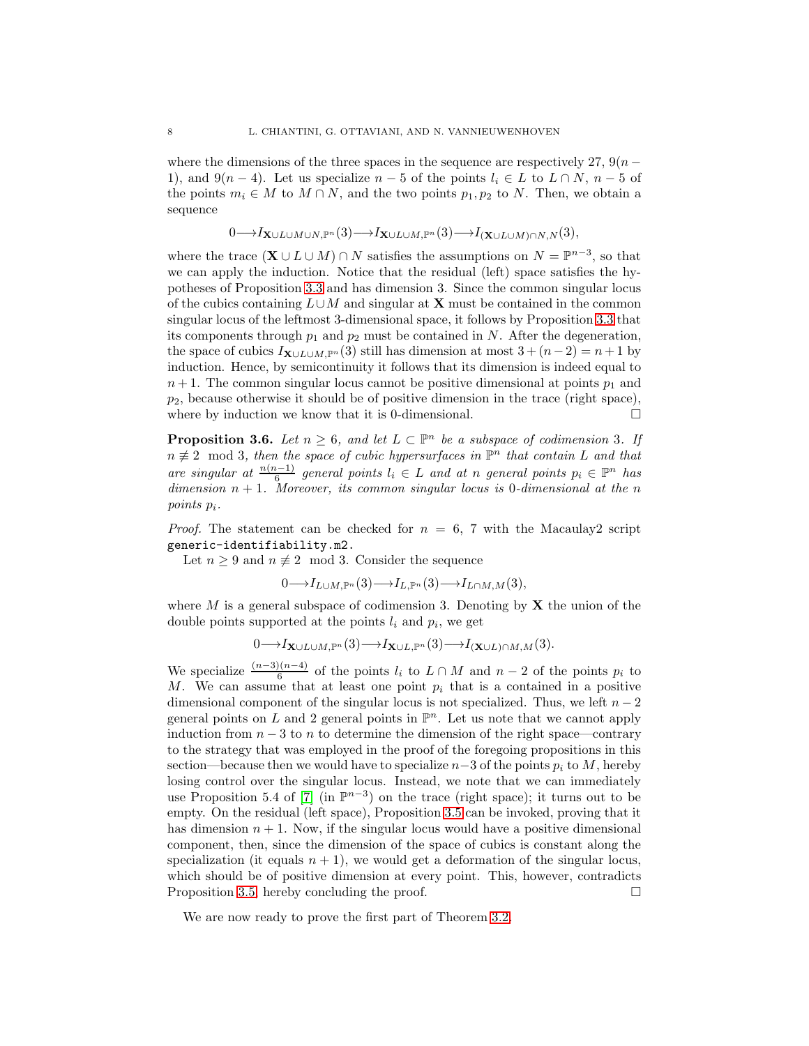where the dimensions of the three spaces in the sequence are respectively 27, $9(n-1)$, and $9(n-4)$. Let us specialize $n-5$ of the points $l_i \in L$ to $L \cap N$, $n-5$ of the points $m_i \in M$ to $M \cap N$, and the two points $p_1, p_2$ to $N$. Then, we obtain a sequence

$$0 \longrightarrow I_{\mathbf{X} \cup L \cup M \cup N, \mathbb{P}^n}(3) \longrightarrow I_{\mathbf{X} \cup L \cup M, \mathbb{P}^n}(3) \longrightarrow I_{(\mathbf{X} \cup L \cup M) \cap N, N}(3),$$

where the trace $(\mathbf{X} \cup L \cup M) \cap N$ satisfies the assumptions on $N = \mathbb{P}^{n-3}$, so that we can apply the induction. Notice that the residual (left) space satisfies the hypotheses of Proposition 3.3 and has dimension 3. Since the common singular locus of the cubics containing $L \cup M$ and singular at $\mathbf{X}$ must be contained in the common singular locus of the leftmost 3-dimensional space, it follows by Proposition 3.3 that its components through $p_1$ and $p_2$ must be contained in $N$. After the degeneration, the space of cubics $I_{\mathbf{X} \cup L \cup M, \mathbb{P}^n}(3)$ still has dimension at most $3 + (n-2) = n+1$ by induction. Hence, by semicontinuity it follows that its dimension is indeed equal to $n+1$. The common singular locus cannot be positive dimensional at points $p_1$ and $p_2$, because otherwise it should be of positive dimension in the trace (right space), where by induction we know that it is 0-dimensional. □

**Proposition 3.6.** *Let $n \geq 6$, and let $L \subset \mathbb{P}^n$ be a subspace of codimension 3. If $n \not\equiv 2 \mod 3$, then the space of cubic hypersurfaces in $\mathbb{P}^n$ that contain $L$ and that are singular at $\frac{n(n-1)}{6}$ general points $l_i \in L$ and at $n$ general points $p_i \in \mathbb{P}^n$ has dimension $n+1$. Moreover, its common singular locus is 0-dimensional at the $n$ points $p_i$.*

*Proof.* The statement can be checked for $n = 6, 7$ with the Macaulay2 script `generic-identifiability.m2`.

Let $n \geq 9$ and $n \not\equiv 2 \mod 3$. Consider the sequence

$$0 \longrightarrow I_{L \cup M, \mathbb{P}^n}(3) \longrightarrow I_{L, \mathbb{P}^n}(3) \longrightarrow I_{L \cap M, M}(3),$$

where $M$ is a general subspace of codimension 3. Denoting by $\mathbf{X}$ the union of the double points supported at the points $l_i$ and $p_i$, we get

$$0 \longrightarrow I_{\mathbf{X} \cup L \cup M, \mathbb{P}^n}(3) \longrightarrow I_{\mathbf{X} \cup L, \mathbb{P}^n}(3) \longrightarrow I_{(\mathbf{X} \cup L) \cap M, M}(3).$$

We specialize $\frac{(n-3)(n-4)}{6}$ of the points $l_i$ to $L \cap M$ and $n-2$ of the points $p_i$ to $M$. We can assume that at least one point $p_i$ that is a contained in a positive dimensional component of the singular locus is not specialized. Thus, we left $n-2$ general points on $L$ and 2 general points in $\mathbb{P}^n$. Let us note that we cannot apply induction from $n-3$ to $n$ to determine the dimension of the right space—contrary to the strategy that was employed in the proof of the foregoing propositions in this section—because then we would have to specialize $n-3$ of the points $p_i$ to $M$, hereby losing control over the singular locus. Instead, we note that we can immediately use Proposition 5.4 of [7] (in $\mathbb{P}^{n-3}$) on the trace (right space); it turns out to be empty. On the residual (left space), Proposition 3.5 can be invoked, proving that it has dimension $n+1$. Now, if the singular locus would have a positive dimensional component, then, since the dimension of the space of cubics is constant along the specialization (it equals $n+1$), we would get a deformation of the singular locus, which should be of positive dimension at every point. This, however, contradicts Proposition 3.5, hereby concluding the proof. □

We are now ready to prove the first part of Theorem 3.2.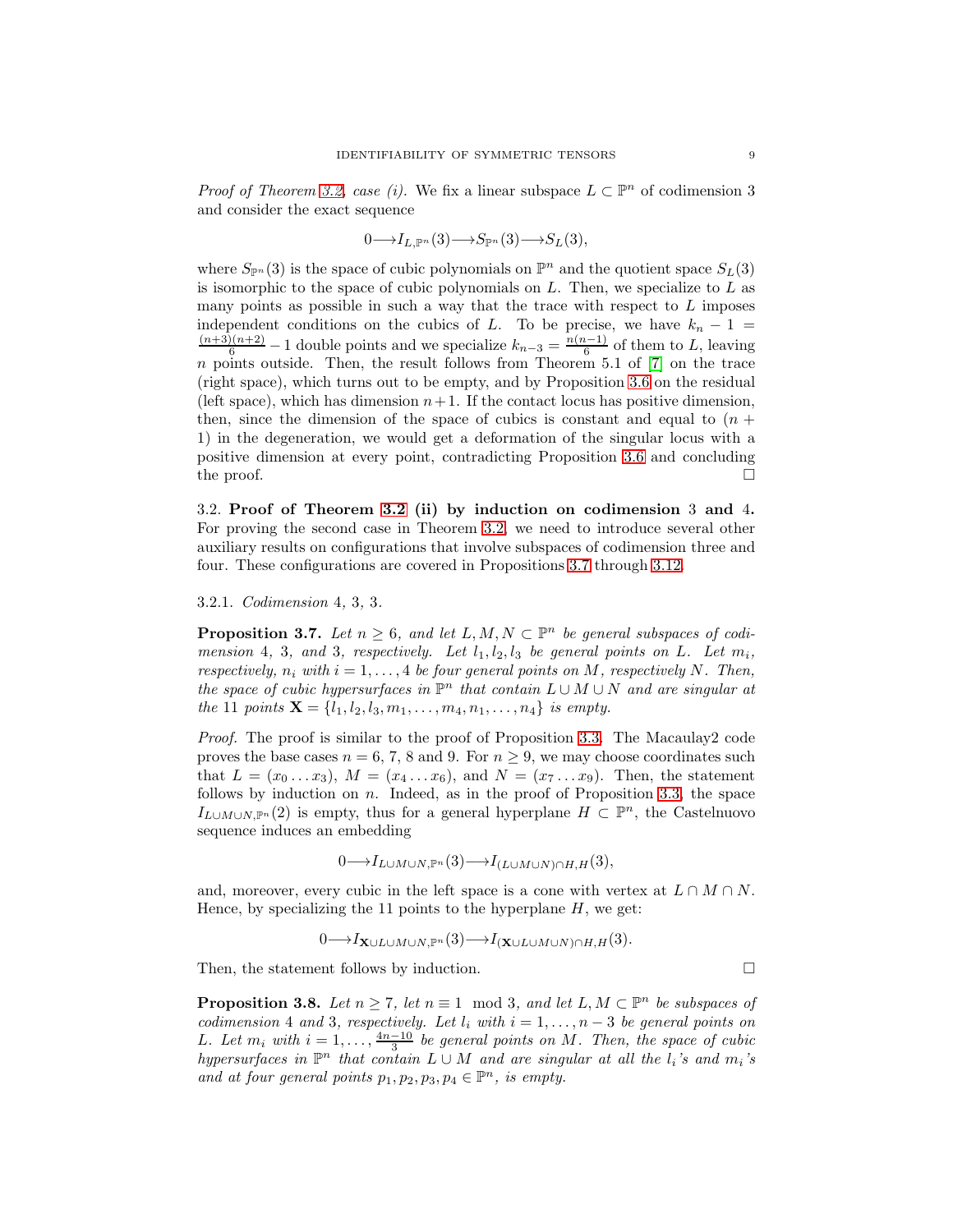*Proof of Theorem 3.2, case (i).* We fix a linear subspace $L \subset \mathbb{P}^n$ of codimension 3 and consider the exact sequence

$$0 \longrightarrow I_{L,\mathbb{P}^n}(3) \longrightarrow S_{\mathbb{P}^n}(3) \longrightarrow S_L(3),$$

where $S_{\mathbb{P}^n}(3)$ is the space of cubic polynomials on $\mathbb{P}^n$ and the quotient space $S_L(3)$ is isomorphic to the space of cubic polynomials on $L$. Then, we specialize to $L$ as many points as possible in such a way that the trace with respect to $L$ imposes independent conditions on the cubics of $L$. To be precise, we have $k_n - 1 = \frac{(n+3)(n+2)}{6} - 1$ double points and we specialize $k_{n-3} = \frac{n(n-1)}{6}$ of them to $L$, leaving $n$ points outside. Then, the result follows from Theorem 5.1 of [7] on the trace (right space), which turns out to be empty, and by Proposition 3.6 on the residual (left space), which has dimension $n+1$. If the contact locus has positive dimension, then, since the dimension of the space of cubics is constant and equal to $(n+1)$ in the degeneration, we would get a deformation of the singular locus with a positive dimension at every point, contradicting Proposition 3.6 and concluding the proof. $\square$

### 3.2. Proof of Theorem 3.2 (ii) by induction on codimension 3 and 4.

For proving the second case in Theorem 3.2, we need to introduce several other auxiliary results on configurations that involve subspaces of codimension three and four. These configurations are covered in Propositions 3.7 through 3.12.

#### 3.2.1. *Codimension* 4, 3, 3.

**Proposition 3.7.** *Let $n \geq 6$, and let $L, M, N \subset \mathbb{P}^n$ be general subspaces of codimension 4, 3, and 3, respectively. Let $l_1, l_2, l_3$ be general points on $L$. Let $m_i$, respectively, $n_i$ with $i = 1, \ldots, 4$ be four general points on $M$, respectively $N$. Then, the space of cubic hypersurfaces in $\mathbb{P}^n$ that contain $L \cup M \cup N$ and are singular at the 11 points $\mathbf{X} = \{l_1, l_2, l_3, m_1, \ldots, m_4, n_1, \ldots, n_4\}$ is empty.*

*Proof.* The proof is similar to the proof of Proposition 3.3. The Macaulay2 code proves the base cases $n = 6$, 7, 8 and 9. For $n \geq 9$, we may choose coordinates such that $L = (x_0 \ldots x_3)$, $M = (x_4 \ldots x_6)$, and $N = (x_7 \ldots x_9)$. Then, the statement follows by induction on $n$. Indeed, as in the proof of Proposition 3.3, the space $I_{L\cup M\cup N,\mathbb{P}^n}(2)$ is empty, thus for a general hyperplane $H \subset \mathbb{P}^n$, the Castelnuovo sequence induces an embedding

$$0 \longrightarrow I_{L\cup M\cup N,\mathbb{P}^n}(3) \longrightarrow I_{(L\cup M\cup N)\cap H,H}(3),$$

and, moreover, every cubic in the left space is a cone with vertex at $L \cap M \cap N$. Hence, by specializing the 11 points to the hyperplane $H$, we get:

$$0 \longrightarrow I_{\mathbf{X}\cup L\cup M\cup N,\mathbb{P}^n}(3) \longrightarrow I_{(\mathbf{X}\cup L\cup M\cup N)\cap H,H}(3).$$

Then, the statement follows by induction. $\square$

**Proposition 3.8.** *Let $n \geq 7$, let $n \equiv 1 \mod 3$, and let $L, M \subset \mathbb{P}^n$ be subspaces of codimension 4 and 3, respectively. Let $l_i$ with $i = 1, \ldots, n-3$ be general points on $L$. Let $m_i$ with $i = 1, \ldots, \frac{4n-10}{3}$ be general points on $M$. Then, the space of cubic hypersurfaces in $\mathbb{P}^n$ that contain $L \cup M$ and are singular at all the $l_i$'s and $m_i$'s and at four general points $p_1, p_2, p_3, p_4 \in \mathbb{P}^n$, is empty.*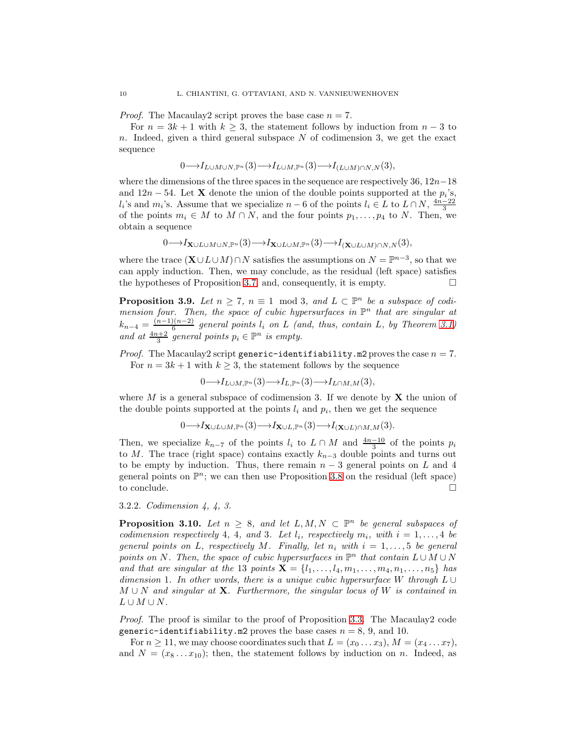*Proof.* The Macaulay2 script proves the base case $n = 7$.

For $n = 3k + 1$ with $k \geq 3$, the statement follows by induction from $n - 3$ to $n$. Indeed, given a third general subspace $N$ of codimension 3, we get the exact sequence

$$0 \longrightarrow I_{L\cup M\cup N,\mathbb{P}^n}(3) \longrightarrow I_{L\cup M,\mathbb{P}^n}(3) \longrightarrow I_{(L\cup M)\cap N,N}(3),$$

where the dimensions of the three spaces in the sequence are respectively 36, $12n-18$ and $12n - 54$. Let $\mathbf{X}$ denote the union of the double points supported at the $p_i$'s, $l_i$'s and $m_i$'s. Assume that we specialize $n - 6$ of the points $l_i \in L$ to $L \cap N$, $\frac{4n-22}{3}$ of the points $m_i \in M$ to $M \cap N$, and the four points $p_1, \ldots, p_4$ to $N$. Then, we obtain a sequence

$$0 \longrightarrow I_{\mathbf{X}\cup L\cup M\cup N,\mathbb{P}^n}(3) \longrightarrow I_{\mathbf{X}\cup L\cup M,\mathbb{P}^n}(3) \longrightarrow I_{(\mathbf{X}\cup L\cup M)\cap N,N}(3),$$

where the trace $(\mathbf{X} \cup L \cup M) \cap N$ satisfies the assumptions on $N = \mathbb{P}^{n-3}$, so that we can apply induction. Then, we may conclude, as the residual (left space) satisfies the hypotheses of Proposition 3.7, and, consequently, it is empty. $\square$

**Proposition 3.9.** *Let $n \geq 7$, $n \equiv 1 \mod 3$, and $L \subset \mathbb{P}^n$ be a subspace of codimension four. Then, the space of cubic hypersurfaces in $\mathbb{P}^n$ that are singular at $k_{n-4} = \frac{(n-1)(n-2)}{6}$ general points $l_i$ on $L$ (and, thus, contain $L$, by Theorem 3.1) and at $\frac{4n+2}{3}$ general points $p_i \in \mathbb{P}^n$ is empty.*

*Proof.* The Macaulay2 script `generic-identifiability.m2` proves the case $n = 7$.

For $n = 3k + 1$ with $k \geq 3$, the statement follows by the sequence

$$0 \longrightarrow I_{L\cup M,\mathbb{P}^n}(3) \longrightarrow I_{L,\mathbb{P}^n}(3) \longrightarrow I_{L\cap M,M}(3),$$

where $M$ is a general subspace of codimension 3. If we denote by $\mathbf{X}$ the union of the double points supported at the points $l_i$ and $p_i$, then we get the sequence

$$0 \longrightarrow I_{\mathbf{X}\cup L\cup M,\mathbb{P}^n}(3) \longrightarrow I_{\mathbf{X}\cup L,\mathbb{P}^n}(3) \longrightarrow I_{(\mathbf{X}\cup L)\cap M,M}(3).$$

Then, we specialize $k_{n-7}$ of the points $l_i$ to $L \cap M$ and $\frac{4n-10}{3}$ of the points $p_i$ to $M$. The trace (right space) contains exactly $k_{n-3}$ double points and turns out to be empty by induction. Thus, there remain $n - 3$ general points on $L$ and 4 general points on $\mathbb{P}^n$; we can then use Proposition 3.8 on the residual (left space) to conclude. $\square$

3.2.2. *Codimension 4, 4, 3.*

**Proposition 3.10.** *Let $n \geq 8$, and let $L, M, N \subset \mathbb{P}^n$ be general subspaces of codimension respectively 4, 4, and 3. Let $l_i$, respectively $m_i$, with $i = 1, \ldots, 4$ be general points on $L$, respectively $M$. Finally, let $n_i$ with $i = 1, \ldots, 5$ be general points on $N$. Then, the space of cubic hypersurfaces in $\mathbb{P}^n$ that contain $L \cup M \cup N$ and that are singular at the 13 points $\mathbf{X} = \{l_1, \ldots, l_4, m_1, \ldots, m_4, n_1, \ldots, n_5\}$ has dimension 1. In other words, there is a unique cubic hypersurface $W$ through $L \cup M \cup N$ and singular at $\mathbf{X}$. Furthermore, the singular locus of $W$ is contained in $L \cup N$.*

*Proof.* The proof is similar to the proof of Proposition 3.3. The Macaulay2 code `generic-identifiability.m2` proves the base cases $n = 8$, 9, and 10.

For $n \geq 11$, we may choose coordinates such that $L = (x_0 \ldots x_3)$, $M = (x_4 \ldots x_7)$, and $N = (x_8 \ldots x_{10})$; then, the statement follows by induction on $n$. Indeed, as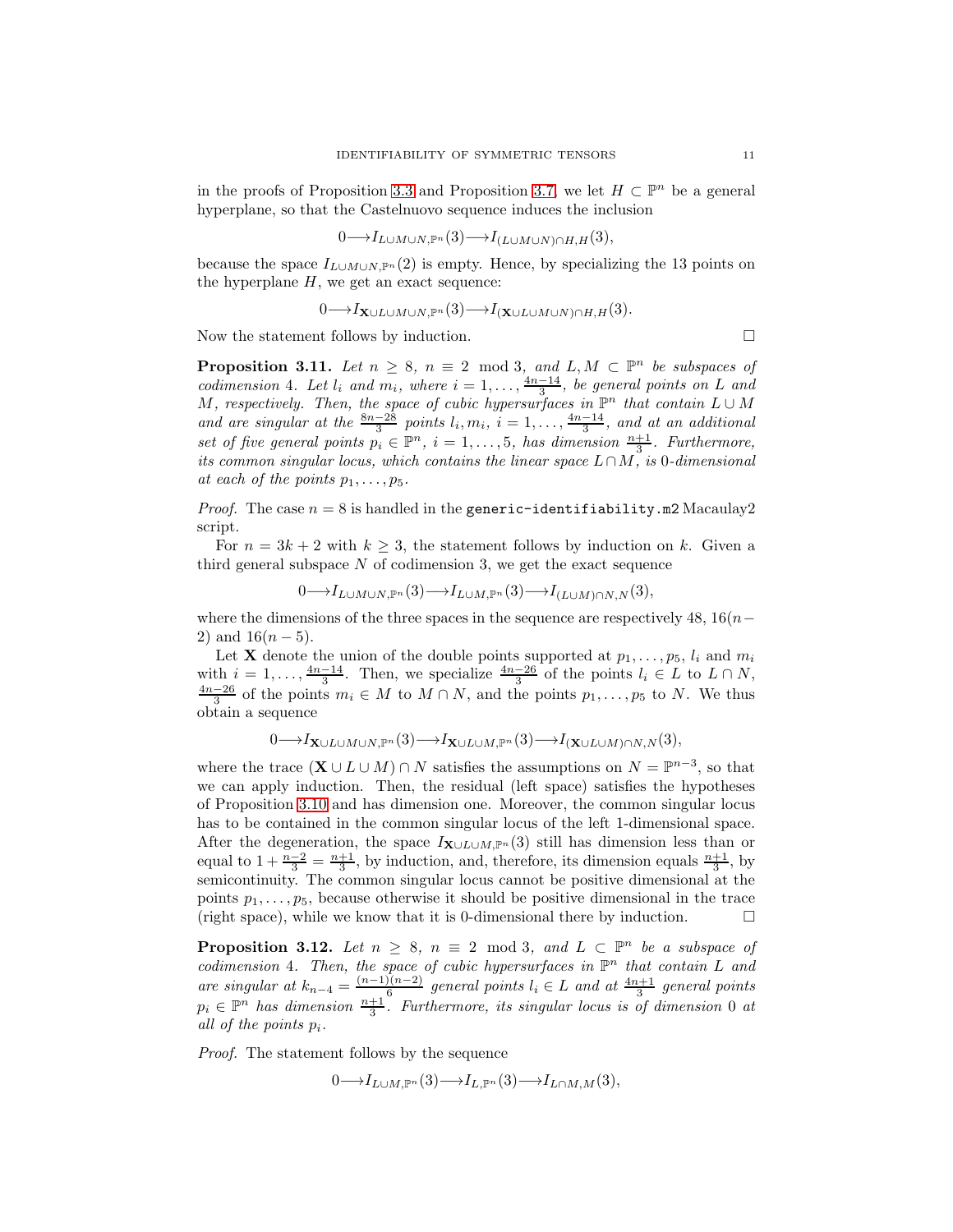in the proofs of Proposition 3.3 and Proposition 3.7, we let $H \subset \mathbb{P}^n$ be a general hyperplane, so that the Castelnuovo sequence induces the inclusion

$$0 \longrightarrow I_{L\cup M\cup N,\mathbb{P}^n}(3) \longrightarrow I_{(L\cup M\cup N)\cap H,H}(3),$$

because the space $I_{L\cup M\cup N,\mathbb{P}^n}(2)$ is empty. Hence, by specializing the 13 points on the hyperplane $H$, we get an exact sequence:

$$0 \longrightarrow I_{\mathbf{X}\cup L\cup M\cup N,\mathbb{P}^n}(3) \longrightarrow I_{(\mathbf{X}\cup L\cup M\cup N)\cap H,H}(3).$$

Now the statement follows by induction. $\square$

**Proposition 3.11.** *Let $n \geq 8$, $n \equiv 2 \mod 3$, and $L, M \subset \mathbb{P}^n$ be subspaces of codimension 4. Let $l_i$ and $m_i$, where $i = 1, \dots, \frac{4n-14}{3}$, be general points on $L$ and $M$, respectively. Then, the space of cubic hypersurfaces in $\mathbb{P}^n$ that contain $L \cup M$ and are singular at the $\frac{8n-28}{3}$ points $l_i, m_i$, $i = 1, \dots, \frac{4n-14}{3}$, and at an additional set of five general points $p_i \in \mathbb{P}^n$, $i = 1, \dots, 5$, has dimension $\frac{n+1}{3}$. Furthermore, its common singular locus, which contains the linear space $L \cap M$, is 0-dimensional at each of the points $p_1, \dots, p_5$.*

*Proof.* The case $n = 8$ is handled in the `generic-identifiability.m2` Macaulay2 script.

For $n = 3k + 2$ with $k \geq 3$, the statement follows by induction on $k$. Given a third general subspace $N$ of codimension 3, we get the exact sequence

$$0 \longrightarrow I_{L\cup M\cup N,\mathbb{P}^n}(3) \longrightarrow I_{L\cup M,\mathbb{P}^n}(3) \longrightarrow I_{(L\cup M)\cap N,N}(3),$$

where the dimensions of the three spaces in the sequence are respectively 48, $16(n-2)$ and $16(n-5)$.

Let $\mathbf{X}$ denote the union of the double points supported at $p_1, \dots, p_5$, $l_i$ and $m_i$ with $i = 1, \dots, \frac{4n-14}{3}$. Then, we specialize $\frac{4n-26}{3}$ of the points $l_i \in L$ to $L \cap N$, $\frac{4n-26}{3}$ of the points $m_i \in M$ to $M \cap N$, and the points $p_1, \dots, p_5$ to $N$. We thus obtain a sequence

$$0 \longrightarrow I_{\mathbf{X}\cup L\cup M\cup N,\mathbb{P}^n}(3) \longrightarrow I_{\mathbf{X}\cup L\cup M,\mathbb{P}^n}(3) \longrightarrow I_{(\mathbf{X}\cup L\cup M)\cap N,N}(3),$$

where the trace $(\mathbf{X} \cup L \cup M) \cap N$ satisfies the assumptions on $N = \mathbb{P}^{n-3}$, so that we can apply induction. Then, the residual (left space) satisfies the hypotheses of Proposition 3.10 and has dimension one. Moreover, the common singular locus has to be contained in the common singular locus of the left 1-dimensional space. After the degeneration, the space $I_{\mathbf{X}\cup L\cup M,\mathbb{P}^n}(3)$ still has dimension less than or equal to $1 + \frac{n-2}{3} = \frac{n+1}{3}$, by induction, and, therefore, its dimension equals $\frac{n+1}{3}$, by semicontinuity. The common singular locus cannot be positive dimensional at the points $p_1, \dots, p_5$, because otherwise it should be positive dimensional in the trace (right space), while we know that it is 0-dimensional there by induction. $\square$

**Proposition 3.12.** *Let $n \geq 8$, $n \equiv 2 \mod 3$, and $L \subset \mathbb{P}^n$ be a subspace of codimension 4. Then, the space of cubic hypersurfaces in $\mathbb{P}^n$ that contain $L$ and are singular at $k_{n-4} = \frac{(n-1)(n-2)}{6}$ general points $l_i \in L$ and at $\frac{4n+1}{3}$ general points $p_i \in \mathbb{P}^n$ has dimension $\frac{n+1}{3}$. Furthermore, its singular locus is of dimension 0 at all of the points $p_i$.*

*Proof.* The statement follows by the sequence

$$0 \longrightarrow I_{L\cup M,\mathbb{P}^n}(3) \longrightarrow I_{L,\mathbb{P}^n}(3) \longrightarrow I_{L\cap M,M}(3),$$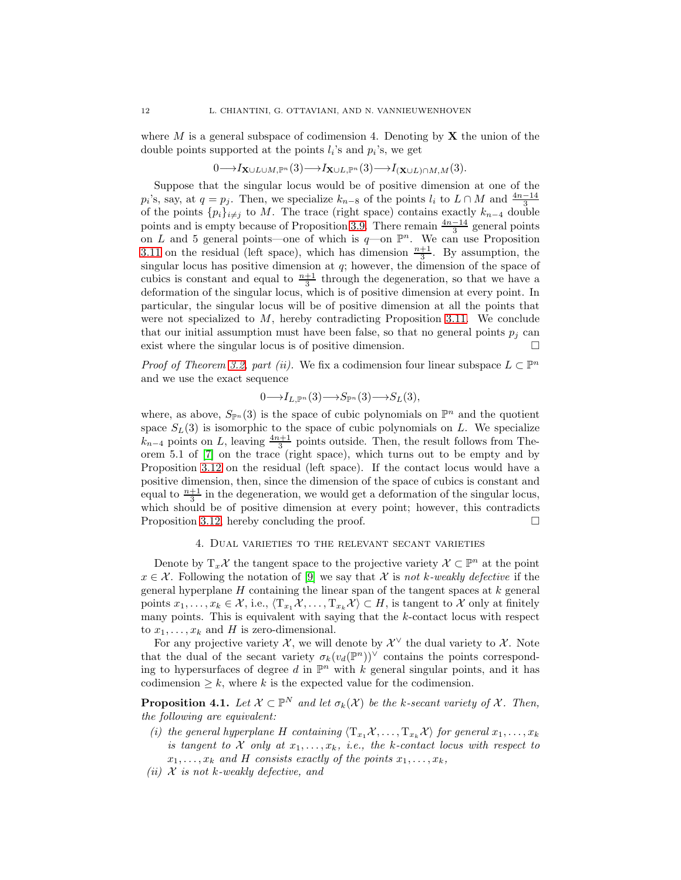where $M$ is a general subspace of codimension 4. Denoting by $\mathbf{X}$ the union of the double points supported at the points $l_i$'s and $p_i$'s, we get

$$0 \longrightarrow I_{\mathbf{X}\cup L\cup M,\mathbb{P}^n}(3) \longrightarrow I_{\mathbf{X}\cup L,\mathbb{P}^n}(3) \longrightarrow I_{(\mathbf{X}\cup L)\cap M,M}(3).$$

Suppose that the singular locus would be of positive dimension at one of the $p_i$'s, say, at $q = p_j$. Then, we specialize $k_{n-8}$ of the points $l_i$ to $L \cap M$ and $\frac{4n-14}{3}$ of the points $\{p_i\}_{i\neq j}$ to $M$. The trace (right space) contains exactly $k_{n-4}$ double points and is empty because of Proposition 3.9. There remain $\frac{4n-14}{3}$ general points on $L$ and 5 general points—one of which is $q$—on $\mathbb{P}^n$. We can use Proposition 3.11 on the residual (left space), which has dimension $\frac{n+1}{3}$. By assumption, the singular locus has positive dimension at $q$; however, the dimension of the space of cubics is constant and equal to $\frac{n+1}{3}$ through the degeneration, so that we have a deformation of the singular locus, which is of positive dimension at every point. In particular, the singular locus will be of positive dimension at all the points that were not specialized to $M$, hereby contradicting Proposition 3.11. We conclude that our initial assumption must have been false, so that no general points $p_j$ can exist where the singular locus is of positive dimension. □

*Proof of Theorem 3.2, part (ii).* We fix a codimension four linear subspace $L \subset \mathbb{P}^n$ and we use the exact sequence

$$0 \longrightarrow I_{L,\mathbb{P}^n}(3) \longrightarrow S_{\mathbb{P}^n}(3) \longrightarrow S_L(3),$$

where, as above, $S_{\mathbb{P}^n}(3)$ is the space of cubic polynomials on $\mathbb{P}^n$ and the quotient space $S_L(3)$ is isomorphic to the space of cubic polynomials on $L$. We specialize $k_{n-4}$ points on $L$, leaving $\frac{4n+1}{3}$ points outside. Then, the result follows from Theorem 5.1 of [7] on the trace (right space), which turns out to be empty and by Proposition 3.12 on the residual (left space). If the contact locus would have a positive dimension, then, since the dimension of the space of cubics is constant and equal to $\frac{n+1}{3}$ in the degeneration, we would get a deformation of the singular locus, which should be of positive dimension at every point; however, this contradicts Proposition 3.12, hereby concluding the proof. □

## 4. Dual varieties to the relevant secant varieties

Denote by $\mathrm{T}_x\mathcal{X}$ the tangent space to the projective variety $\mathcal{X} \subset \mathbb{P}^n$ at the point $x \in \mathcal{X}$. Following the notation of [9] we say that $\mathcal{X}$ is *not $k$-weakly defective* if the general hyperplane $H$ containing the linear span of the tangent spaces at $k$ general points $x_1, \ldots, x_k \in \mathcal{X}$, i.e., $\langle \mathrm{T}_{x_1}\mathcal{X}, \ldots, \mathrm{T}_{x_k}\mathcal{X}\rangle \subset H$, is tangent to $\mathcal{X}$ only at finitely many points. This is equivalent with saying that the $k$-contact locus with respect to $x_1, \ldots, x_k$ and $H$ is zero-dimensional.

For any projective variety $\mathcal{X}$, we will denote by $\mathcal{X}^\vee$ the dual variety to $\mathcal{X}$. Note that the dual of the secant variety $\sigma_k(v_d(\mathbb{P}^n))^\vee$ contains the points corresponding to hypersurfaces of degree $d$ in $\mathbb{P}^n$ with $k$ general singular points, and it has codimension $\geq k$, where $k$ is the expected value for the codimension.

**Proposition 4.1.** *Let $\mathcal{X} \subset \mathbb{P}^N$ and let $\sigma_k(\mathcal{X})$ be the $k$-secant variety of $\mathcal{X}$. Then, the following are equivalent:*

- *(i) the general hyperplane $H$ containing $\langle \mathrm{T}_{x_1}\mathcal{X}, \ldots, \mathrm{T}_{x_k}\mathcal{X}\rangle$ for general $x_1, \ldots, x_k$ is tangent to $\mathcal{X}$ only at $x_1, \ldots, x_k$, i.e., the $k$-contact locus with respect to $x_1, \ldots, x_k$ and $H$ consists exactly of the points $x_1, \ldots, x_k$,*
- *(ii) $\mathcal{X}$ is not $k$-weakly defective, and*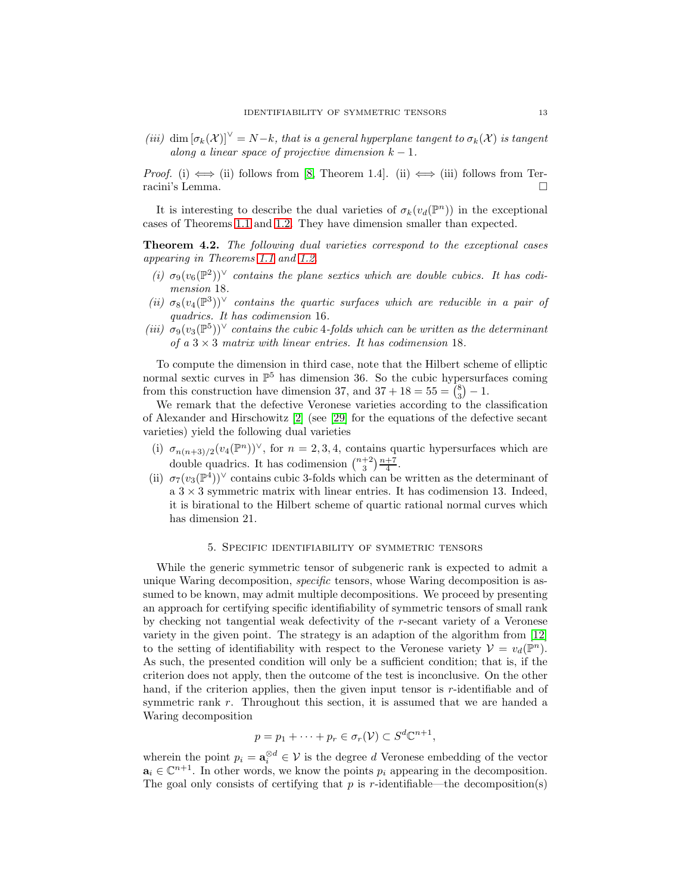*(iii)* $\dim [\sigma_k(\mathcal{X})]^\vee = N-k$, *that is a general hyperplane tangent to* $\sigma_k(\mathcal{X})$ *is tangent along a linear space of projective dimension* $k-1$.

*Proof.* (i) $\iff$ (ii) follows from [8, Theorem 1.4]. (ii) $\iff$ (iii) follows from Terracini's Lemma. $\square$

It is interesting to describe the dual varieties of $\sigma_k(v_d(\mathbb{P}^n))$ in the exceptional cases of Theorems 1.1 and 1.2. They have dimension smaller than expected.

**Theorem 4.2.** *The following dual varieties correspond to the exceptional cases appearing in Theorems 1.1 and 1.2.*

*(i)* $\sigma_9(v_6(\mathbb{P}^2))^\vee$ *contains the plane sextics which are double cubics. It has codimension* 18.
*(ii)* $\sigma_8(v_4(\mathbb{P}^3))^\vee$ *contains the quartic surfaces which are reducible in a pair of quadrics. It has codimension* 16.
*(iii)* $\sigma_9(v_3(\mathbb{P}^5))^\vee$ *contains the cubic* 4*-folds which can be written as the determinant of a* $3\times 3$ *matrix with linear entries. It has codimension* 18.

To compute the dimension in third case, note that the Hilbert scheme of elliptic normal sextic curves in $\mathbb{P}^5$ has dimension 36. So the cubic hypersurfaces coming from this construction have dimension 37, and $37+18 = 55 = \binom{8}{3}-1$.

We remark that the defective Veronese varieties according to the classification of Alexander and Hirschowitz [2] (see [29] for the equations of the defective secant varieties) yield the following dual varieties

(i) $\sigma_{n(n+3)/2}(v_4(\mathbb{P}^n))^\vee$, for $n = 2,3,4$, contains quartic hypersurfaces which are double quadrics. It has codimension $\binom{n+2}{3}\frac{n+7}{4}$.
(ii) $\sigma_7(v_3(\mathbb{P}^4))^\vee$ contains cubic 3-folds which can be written as the determinant of a $3\times 3$ symmetric matrix with linear entries. It has codimension 13. Indeed, it is birational to the Hilbert scheme of quartic rational normal curves which has dimension 21.

## 5. Specific identifiability of symmetric tensors

While the generic symmetric tensor of subgeneric rank is expected to admit a unique Waring decomposition, *specific* tensors, whose Waring decomposition is assumed to be known, may admit multiple decompositions. We proceed by presenting an approach for certifying specific identifiability of symmetric tensors of small rank by checking not tangential weak defectivity of the $r$-secant variety of a Veronese variety in the given point. The strategy is an adaption of the algorithm from [12] to the setting of identifiability with respect to the Veronese variety $\mathcal{V} = v_d(\mathbb{P}^n)$. As such, the presented condition will only be a sufficient condition; that is, if the criterion does not apply, then the outcome of the test is inconclusive. On the other hand, if the criterion applies, then the given input tensor is $r$-identifiable and of symmetric rank $r$. Throughout this section, it is assumed that we are handed a Waring decomposition

$$p = p_1 + \cdots + p_r \in \sigma_r(\mathcal{V}) \subset S^d\mathbb{C}^{n+1},$$

wherein the point $p_i = \mathbf{a}_i^{\otimes d} \in \mathcal{V}$ is the degree $d$ Veronese embedding of the vector $\mathbf{a}_i \in \mathbb{C}^{n+1}$. In other words, we know the points $p_i$ appearing in the decomposition. The goal only consists of certifying that $p$ is $r$-identifiable—the decomposition(s)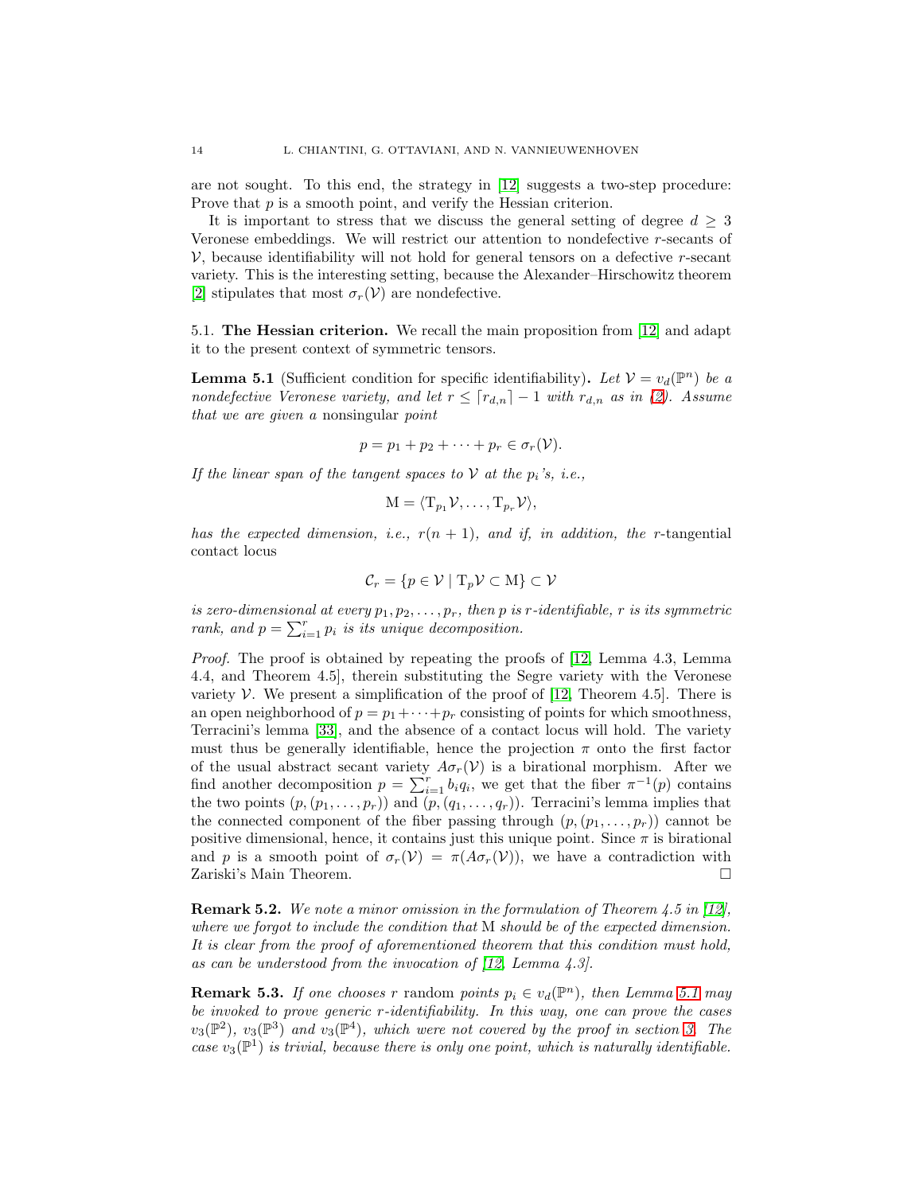are not sought. To this end, the strategy in [12] suggests a two-step procedure: Prove that $p$ is a smooth point, and verify the Hessian criterion.

It is important to stress that we discuss the general setting of degree $d \geq 3$ Veronese embeddings. We will restrict our attention to nondefective $r$-secants of $\mathcal{V}$, because identifiability will not hold for general tensors on a defective $r$-secant variety. This is the interesting setting, because the Alexander–Hirschowitz theorem [2] stipulates that most $\sigma_r(\mathcal{V})$ are nondefective.

### 5.1. The Hessian criterion.

We recall the main proposition from [12] and adapt it to the present context of symmetric tensors.

**Lemma 5.1** (Sufficient condition for specific identifiability)**.** *Let $\mathcal{V} = v_d(\mathbb{P}^n)$ be a nondefective Veronese variety, and let $r \leq \lceil r_{d,n} \rceil - 1$ with $r_{d,n}$ as in (2). Assume that we are given a* nonsingular *point*

$$p = p_1 + p_2 + \cdots + p_r \in \sigma_r(\mathcal{V}).$$

*If the linear span of the tangent spaces to $\mathcal{V}$ at the $p_i$'s, i.e.,*

$$\mathrm{M} = \langle \mathrm{T}_{p_1}\mathcal{V}, \ldots, \mathrm{T}_{p_r}\mathcal{V} \rangle,$$

*has the expected dimension, i.e., $r(n+1)$, and if, in addition, the $r$-*tangential *contact locus*

$$\mathcal{C}_r = \{p \in \mathcal{V} \mid \mathrm{T}_p\mathcal{V} \subset \mathrm{M}\} \subset \mathcal{V}$$

*is zero-dimensional at every $p_1, p_2, \ldots, p_r$, then $p$ is $r$-identifiable, $r$ is its symmetric rank, and $p = \sum_{i=1}^{r} p_i$ is its unique decomposition.*

*Proof.* The proof is obtained by repeating the proofs of [12, Lemma 4.3, Lemma 4.4, and Theorem 4.5], therein substituting the Segre variety with the Veronese variety $\mathcal{V}$. We present a simplification of the proof of [12, Theorem 4.5]. There is an open neighborhood of $p = p_1 + \cdots + p_r$ consisting of points for which smoothness, Terracini's lemma [33], and the absence of a contact locus will hold. The variety must thus be generally identifiable, hence the projection $\pi$ onto the first factor of the usual abstract secant variety $A\sigma_r(\mathcal{V})$ is a birational morphism. After we find another decomposition $p = \sum_{i=1}^{r} b_i q_i$, we get that the fiber $\pi^{-1}(p)$ contains the two points $(p, (p_1, \ldots, p_r))$ and $(p, (q_1, \ldots, q_r))$. Terracini's lemma implies that the connected component of the fiber passing through $(p, (p_1, \ldots, p_r))$ cannot be positive dimensional, hence, it contains just this unique point. Since $\pi$ is birational and $p$ is a smooth point of $\sigma_r(\mathcal{V}) = \pi(A\sigma_r(\mathcal{V}))$, we have a contradiction with Zariski's Main Theorem. □

**Remark 5.2.** *We note a minor omission in the formulation of Theorem 4.5 in [12], where we forgot to include the condition that* M *should be of the expected dimension. It is clear from the proof of aforementioned theorem that this condition must hold, as can be understood from the invocation of [12, Lemma 4.3].*

**Remark 5.3.** *If one chooses $r$* random *points $p_i \in v_d(\mathbb{P}^n)$, then Lemma 5.1 may be invoked to prove generic $r$-identifiability. In this way, one can prove the cases $v_3(\mathbb{P}^2)$, $v_3(\mathbb{P}^3)$ and $v_3(\mathbb{P}^4)$, which were not covered by the proof in section 3. The case $v_3(\mathbb{P}^1)$ is trivial, because there is only one point, which is naturally identifiable.*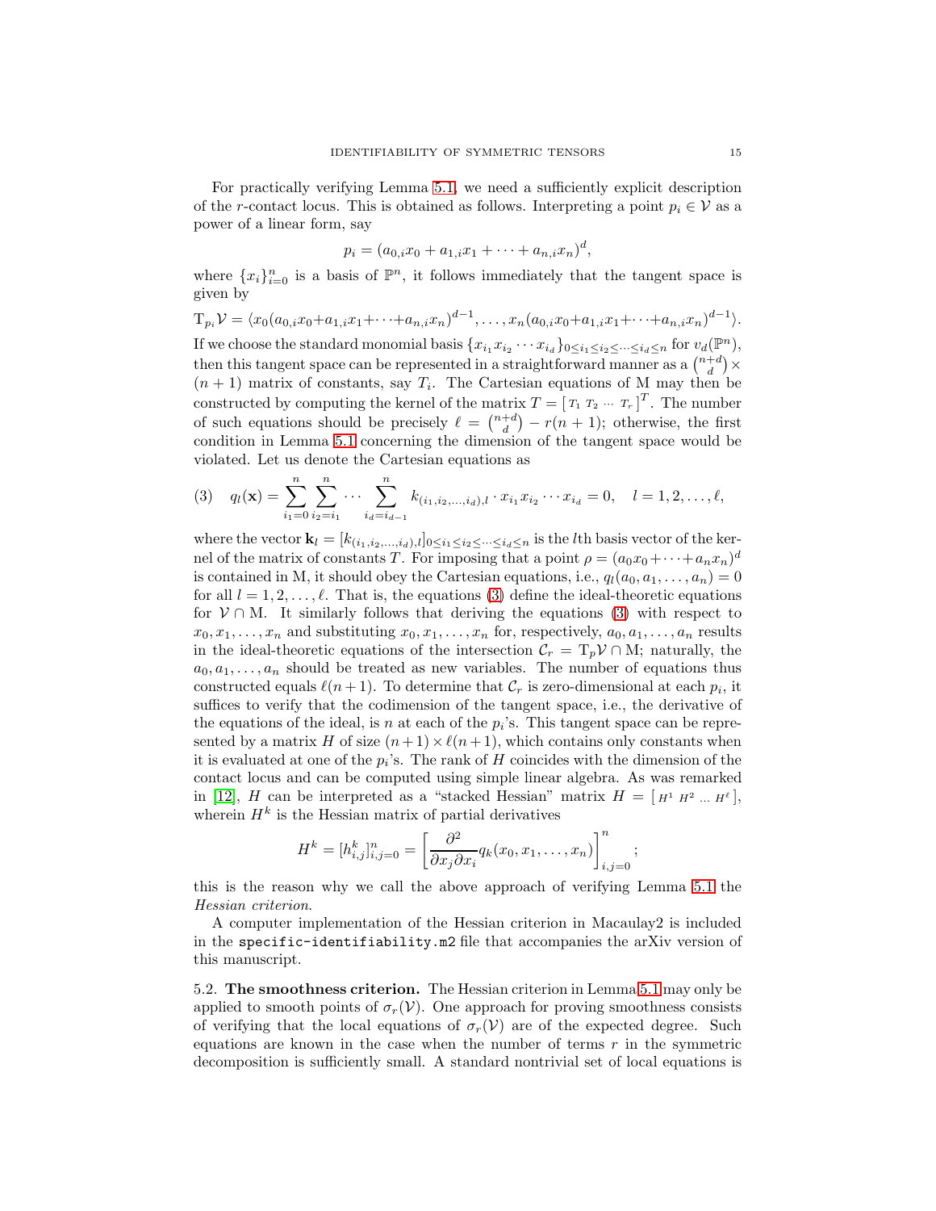For practically verifying Lemma 5.1, we need a sufficiently explicit description of the $r$-contact locus. This is obtained as follows. Interpreting a point $p_i \in \mathcal{V}$ as a power of a linear form, say

$$p_i = (a_{0,i}x_0 + a_{1,i}x_1 + \cdots + a_{n,i}x_n)^d,$$

where $\{x_i\}_{i=0}^n$ is a basis of $\mathbb{P}^n$, it follows immediately that the tangent space is given by

$$\mathrm{T}_{p_i}\mathcal{V} = \langle x_0(a_{0,i}x_0+a_{1,i}x_1+\cdots+a_{n,i}x_n)^{d-1}, \ldots, x_n(a_{0,i}x_0+a_{1,i}x_1+\cdots+a_{n,i}x_n)^{d-1}\rangle.$$

If we choose the standard monomial basis $\{x_{i_1}x_{i_2}\cdots x_{i_d}\}_{0\le i_1\le i_2\le\cdots\le i_d\le n}$ for $v_d(\mathbb{P}^n)$, then this tangent space can be represented in a straightforward manner as a $\binom{n+d}{d}\times(n+1)$ matrix of constants, say $T_i$. The Cartesian equations of M may then be constructed by computing the kernel of the matrix $T = \begin{bmatrix} T_1 & T_2 & \cdots & T_r \end{bmatrix}^T$. The number of such equations should be precisely $\ell = \binom{n+d}{d} - r(n+1)$; otherwise, the first condition in Lemma 5.1 concerning the dimension of the tangent space would be violated. Let us denote the Cartesian equations as

$$q_l(\mathbf{x}) = \sum_{i_1=0}^{n}\sum_{i_2=i_1}^{n}\cdots\sum_{i_d=i_{d-1}}^{n} k_{(i_1,i_2,\ldots,i_d),l}\cdot x_{i_1}x_{i_2}\cdots x_{i_d} = 0, \quad l = 1,2,\ldots,\ell, \tag{3}$$

where the vector $\mathbf{k}_l = [k_{(i_1,i_2,\ldots,i_d),l}]_{0\le i_1\le i_2\le\cdots\le i_d\le n}$ is the $l$th basis vector of the kernel of the matrix of constants $T$. For imposing that a point $\rho = (a_0x_0+\cdots+a_nx_n)^d$ is contained in M, it should obey the Cartesian equations, i.e., $q_l(a_0,a_1,\ldots,a_n) = 0$ for all $l = 1,2,\ldots,\ell$. That is, the equations (3) define the ideal-theoretic equations for $\mathcal{V}\cap$ M. It similarly follows that deriving the equations (3) with respect to $x_0,x_1,\ldots,x_n$ and substituting $x_0,x_1,\ldots,x_n$ for, respectively, $a_0,a_1,\ldots,a_n$ results in the ideal-theoretic equations of the intersection $\mathcal{C}_r = \mathrm{T}_p\mathcal{V}\cap$ M; naturally, the $a_0,a_1,\ldots,a_n$ should be treated as new variables. The number of equations thus constructed equals $\ell(n+1)$. To determine that $\mathcal{C}_r$ is zero-dimensional at each $p_i$, it suffices to verify that the codimension of the tangent space, i.e., the derivative of the equations of the ideal, is $n$ at each of the $p_i$'s. This tangent space can be represented by a matrix $H$ of size $(n+1)\times\ell(n+1)$, which contains only constants when it is evaluated at one of the $p_i$'s. The rank of $H$ coincides with the dimension of the contact locus and can be computed using simple linear algebra. As was remarked in [12], $H$ can be interpreted as a "stacked Hessian" matrix $H = \begin{bmatrix} H^1 & H^2 & \ldots & H^\ell \end{bmatrix}$, wherein $H^k$ is the Hessian matrix of partial derivatives

$$H^k = [h_{i,j}^k]_{i,j=0}^n = \left[\frac{\partial^2}{\partial x_j \partial x_i} q_k(x_0,x_1,\ldots,x_n)\right]_{i,j=0}^n;$$

this is the reason why we call the above approach of verifying Lemma 5.1 the *Hessian criterion*.

A computer implementation of the Hessian criterion in Macaulay2 is included in the `specific-identifiability.m2` file that accompanies the arXiv version of this manuscript.

5.2. **The smoothness criterion.** The Hessian criterion in Lemma 5.1 may only be applied to smooth points of $\sigma_r(\mathcal{V})$. One approach for proving smoothness consists of verifying that the local equations of $\sigma_r(\mathcal{V})$ are of the expected degree. Such equations are known in the case when the number of terms $r$ in the symmetric decomposition is sufficiently small. A standard nontrivial set of local equations is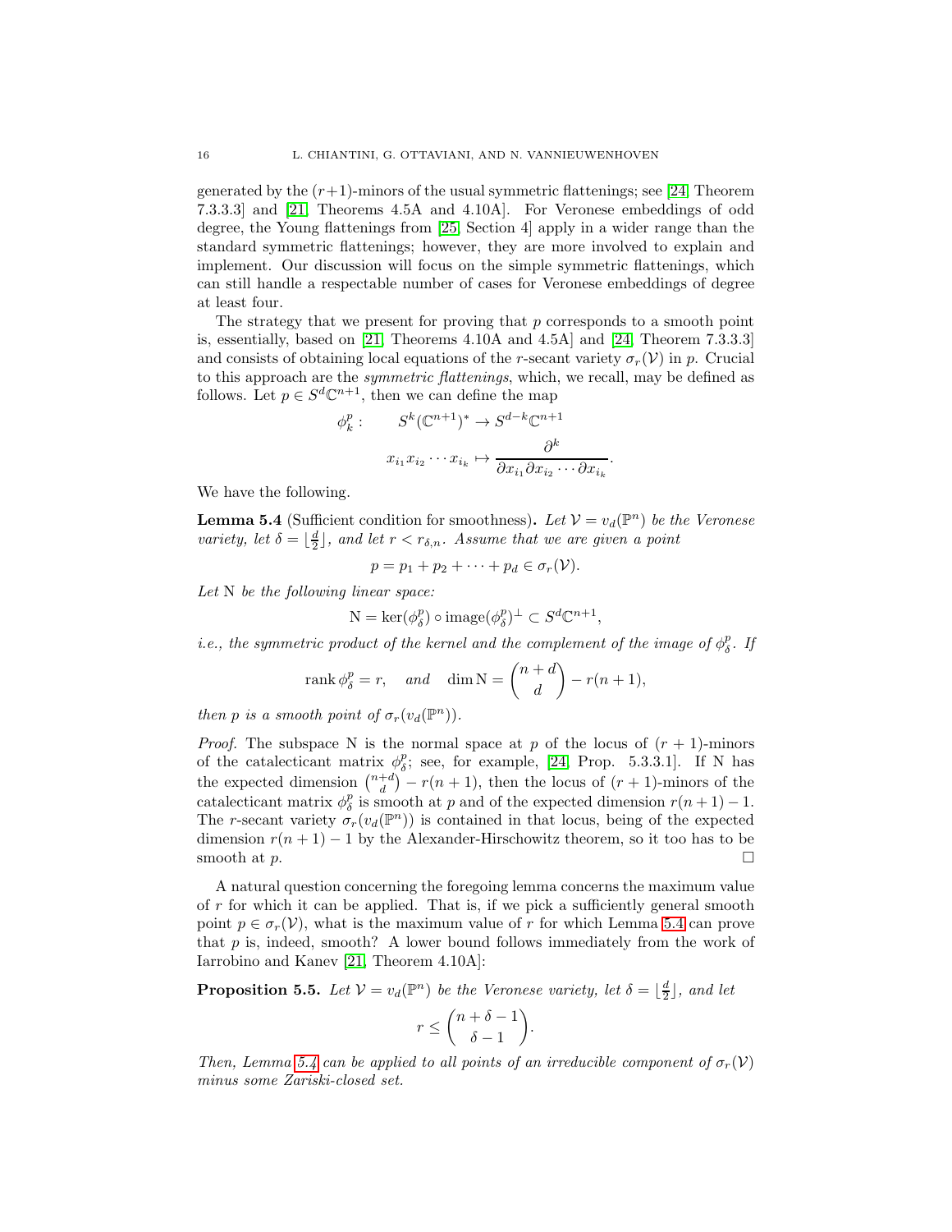generated by the $(r+1)$-minors of the usual symmetric flattenings; see [24, Theorem 7.3.3.3] and [21, Theorems 4.5A and 4.10A]. For Veronese embeddings of odd degree, the Young flattenings from [25, Section 4] apply in a wider range than the standard symmetric flattenings; however, they are more involved to explain and implement. Our discussion will focus on the simple symmetric flattenings, which can still handle a respectable number of cases for Veronese embeddings of degree at least four.

The strategy that we present for proving that $p$ corresponds to a smooth point is, essentially, based on [21, Theorems 4.10A and 4.5A] and [24, Theorem 7.3.3.3] and consists of obtaining local equations of the $r$-secant variety $\sigma_r(\mathcal{V})$ in $p$. Crucial to this approach are the *symmetric flattenings*, which, we recall, may be defined as follows. Let $p \in S^d\mathbb{C}^{n+1}$, then we can define the map

$$\phi_k^p: \qquad S^k(\mathbb{C}^{n+1})^* \to S^{d-k}\mathbb{C}^{n+1}$$
$$x_{i_1}x_{i_2}\cdots x_{i_k} \mapsto \frac{\partial^k}{\partial x_{i_1}\partial x_{i_2}\cdots\partial x_{i_k}}.$$

We have the following.

**Lemma 5.4** (Sufficient condition for smoothness)**.** *Let $\mathcal{V} = v_d(\mathbb{P}^n)$ be the Veronese variety, let $\delta = \lfloor \frac{d}{2} \rfloor$, and let $r < r_{\delta,n}$. Assume that we are given a point*

$$p = p_1 + p_2 + \cdots + p_d \in \sigma_r(\mathcal{V}).$$

*Let $\mathrm{N}$ be the following linear space:*

$$\mathrm{N} = \ker(\phi_\delta^p) \circ \mathrm{image}(\phi_\delta^p)^\perp \subset S^d\mathbb{C}^{n+1},$$

*i.e., the symmetric product of the kernel and the complement of the image of $\phi_\delta^p$. If*

$$\mathrm{rank}\,\phi_\delta^p = r, \quad \text{and} \quad \dim \mathrm{N} = \binom{n+d}{d} - r(n+1),$$

*then $p$ is a smooth point of $\sigma_r(v_d(\mathbb{P}^n))$.*

*Proof.* The subspace $\mathrm{N}$ is the normal space at $p$ of the locus of $(r+1)$-minors of the catalecticant matrix $\phi_\delta^p$; see, for example, [24, Prop. 5.3.3.1]. If $\mathrm{N}$ has the expected dimension $\binom{n+d}{d} - r(n+1)$, then the locus of $(r+1)$-minors of the catalecticant matrix $\phi_\delta^p$ is smooth at $p$ and of the expected dimension $r(n+1)-1$. The $r$-secant variety $\sigma_r(v_d(\mathbb{P}^n))$ is contained in that locus, being of the expected dimension $r(n+1)-1$ by the Alexander-Hirschowitz theorem, so it too has to be smooth at $p$. □

A natural question concerning the foregoing lemma concerns the maximum value of $r$ for which it can be applied. That is, if we pick a sufficiently general smooth point $p \in \sigma_r(\mathcal{V})$, what is the maximum value of $r$ for which Lemma 5.4 can prove that $p$ is, indeed, smooth? A lower bound follows immediately from the work of Iarrobino and Kanev [21, Theorem 4.10A]:

**Proposition 5.5.** *Let $\mathcal{V} = v_d(\mathbb{P}^n)$ be the Veronese variety, let $\delta = \lfloor \frac{d}{2} \rfloor$, and let*

$$r \leq \binom{n+\delta-1}{\delta-1}.$$

*Then, Lemma 5.4 can be applied to all points of an irreducible component of $\sigma_r(\mathcal{V})$ minus some Zariski-closed set.*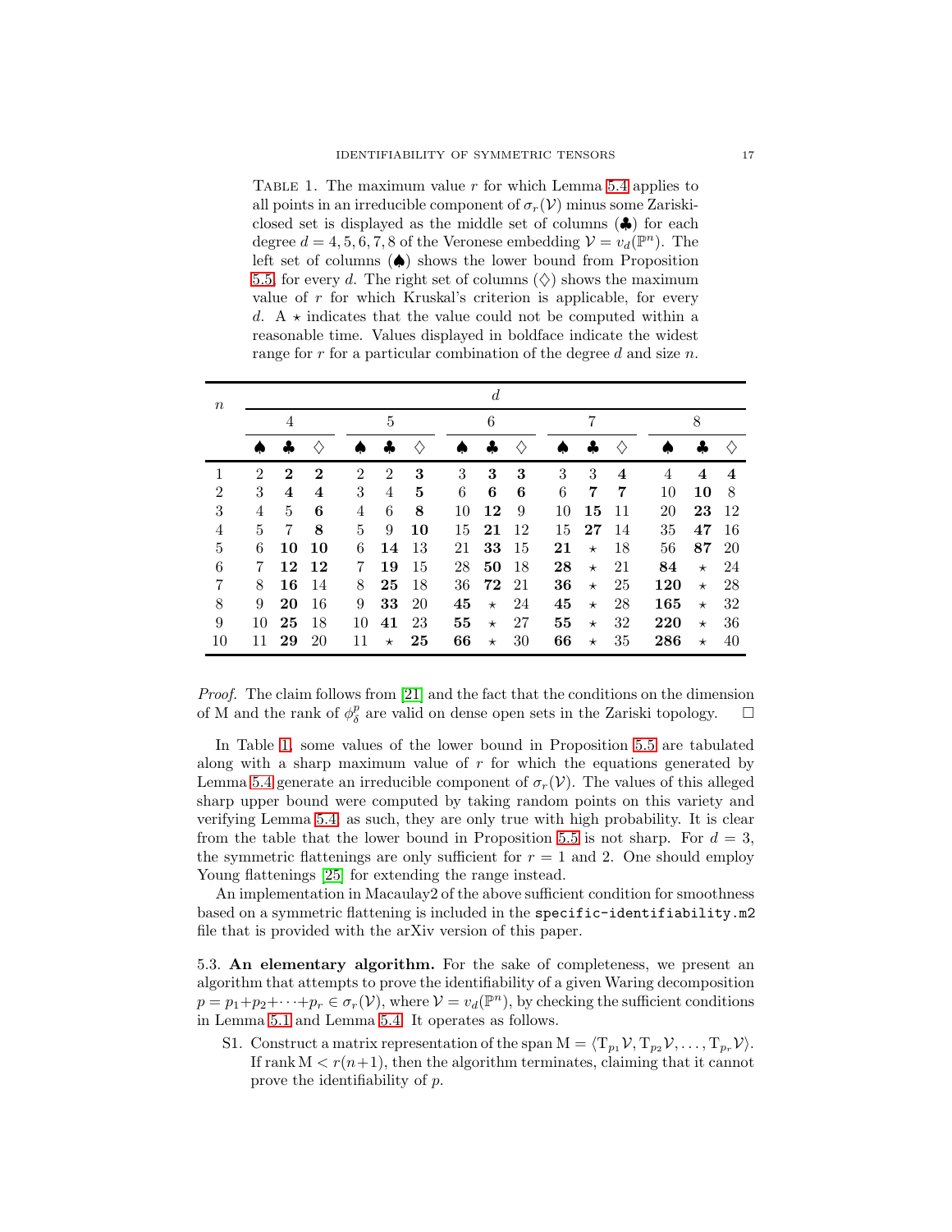Table 1. The maximum value $r$ for which Lemma 5.4 applies to all points in an irreducible component of $\sigma_r(\mathcal{V})$ minus some Zariski-closed set is displayed as the middle set of columns (♣) for each degree $d = 4, 5, 6, 7, 8$ of the Veronese embedding $\mathcal{V} = v_d(\mathbb{P}^n)$. The left set of columns (♠) shows the lower bound from Proposition 5.5 for every $d$. The right set of columns (♢) shows the maximum value of $r$ for which Kruskal's criterion is applicable, for every $d$. A $\star$ indicates that the value could not be computed within a reasonable time. Values displayed in boldface indicate the widest range for $r$ for a particular combination of the degree $d$ and size $n$.

| $n$ | $d$ = 4 | | | 5 | | | 6 | | | 7 | | | 8 | | |
|---|---|---|---|---|---|---|---|---|---|---|---|---|---|---|---|
| | ♠ | ♣ | ♢ | ♠ | ♣ | ♢ | ♠ | ♣ | ♢ | ♠ | ♣ | ♢ | ♠ | ♣ | ♢ |
| 1 | 2 | **2** | **2** | 2 | 2 | **3** | 3 | **3** | **3** | 3 | 3 | **4** | 4 | **4** | **4** |
| 2 | 3 | **4** | **4** | 3 | 4 | **5** | 6 | **6** | **6** | 6 | **7** | **7** | 10 | **10** | 8 |
| 3 | 4 | 5 | **6** | 4 | 6 | **8** | 10 | **12** | 9 | 10 | **15** | 11 | 20 | **23** | 12 |
| 4 | 5 | 7 | **8** | 5 | 9 | **10** | 15 | **21** | 12 | 15 | **27** | 14 | 35 | **47** | 16 |
| 5 | 6 | **10** | **10** | 6 | **14** | 13 | 21 | **33** | 15 | **21** | $\star$ | 18 | 56 | **87** | 20 |
| 6 | 7 | **12** | **12** | 7 | **19** | 15 | 28 | **50** | 18 | **28** | $\star$ | 21 | **84** | $\star$ | 24 |
| 7 | 8 | **16** | 14 | 8 | **25** | 18 | 36 | **72** | 21 | **36** | $\star$ | 25 | **120** | $\star$ | 28 |
| 8 | 9 | **20** | 16 | 9 | **33** | 20 | **45** | $\star$ | 24 | **45** | $\star$ | 28 | **165** | $\star$ | 32 |
| 9 | 10 | **25** | 18 | 10 | **41** | 23 | **55** | $\star$ | 27 | **55** | $\star$ | 32 | **220** | $\star$ | 36 |
| 10 | 11 | **29** | 20 | 11 | $\star$ | **25** | **66** | $\star$ | 30 | **66** | $\star$ | 35 | **286** | $\star$ | 40 |

*Proof.* The claim follows from [21] and the fact that the conditions on the dimension of M and the rank of $\phi_\delta^p$ are valid on dense open sets in the Zariski topology. □

In Table 1, some values of the lower bound in Proposition 5.5 are tabulated along with a sharp maximum value of $r$ for which the equations generated by Lemma 5.4 generate an irreducible component of $\sigma_r(\mathcal{V})$. The values of this alleged sharp upper bound were computed by taking random points on this variety and verifying Lemma 5.4; as such, they are only true with high probability. It is clear from the table that the lower bound in Proposition 5.5 is not sharp. For $d = 3$, the symmetric flattenings are only sufficient for $r = 1$ and 2. One should employ Young flattenings [25] for extending the range instead.

An implementation in Macaulay2 of the above sufficient condition for smoothness based on a symmetric flattening is included in the `specific-identifiability.m2` file that is provided with the arXiv version of this paper.

5.3. **An elementary algorithm.** For the sake of completeness, we present an algorithm that attempts to prove the identifiability of a given Waring decomposition $p = p_1 + p_2 + \cdots + p_r \in \sigma_r(\mathcal{V})$, where $\mathcal{V} = v_d(\mathbb{P}^n)$, by checking the sufficient conditions in Lemma 5.1 and Lemma 5.4. It operates as follows.

- S1. Construct a matrix representation of the span $\mathrm{M} = \langle \mathrm{T}_{p_1}\mathcal{V}, \mathrm{T}_{p_2}\mathcal{V}, \ldots, \mathrm{T}_{p_r}\mathcal{V} \rangle$. If $\operatorname{rank} \mathrm{M} < r(n+1)$, then the algorithm terminates, claiming that it cannot prove the identifiability of $p$.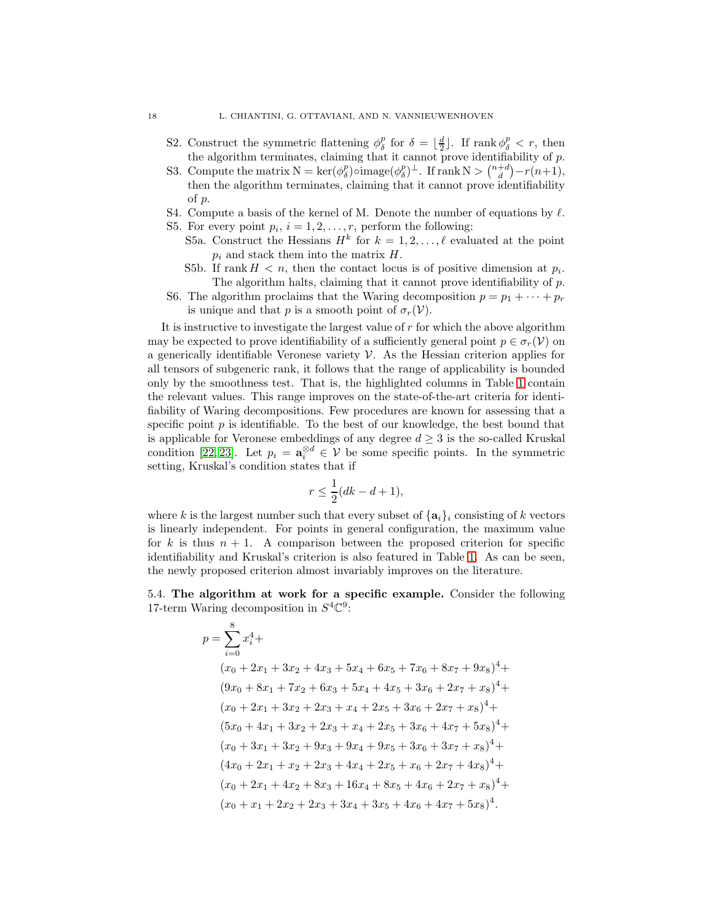S2. Construct the symmetric flattening $\phi^p_\delta$ for $\delta = \lfloor \frac{d}{2} \rfloor$. If $\operatorname{rank} \phi^p_\delta < r$, then the algorithm terminates, claiming that it cannot prove identifiability of $p$.

S3. Compute the matrix $\mathrm{N} = \ker(\phi^p_\delta) \circ \operatorname{image}(\phi^p_\delta)^\perp$. If $\operatorname{rank} \mathrm{N} > \binom{n+d}{d} - r(n+1)$, then the algorithm terminates, claiming that it cannot prove identifiability of $p$.

S4. Compute a basis of the kernel of M. Denote the number of equations by $\ell$.

S5. For every point $p_i$, $i = 1, 2, \ldots, r$, perform the following:

   S5a. Construct the Hessians $H^k$ for $k = 1, 2, \ldots, \ell$ evaluated at the point $p_i$ and stack them into the matrix $H$.

   S5b. If $\operatorname{rank} H < n$, then the contact locus is of positive dimension at $p_i$. The algorithm halts, claiming that it cannot prove identifiability of $p$.

S6. The algorithm proclaims that the Waring decomposition $p = p_1 + \cdots + p_r$ is unique and that $p$ is a smooth point of $\sigma_r(\mathcal{V})$.

It is instructive to investigate the largest value of $r$ for which the above algorithm may be expected to prove identifiability of a sufficiently general point $p \in \sigma_r(\mathcal{V})$ on a generically identifiable Veronese variety $\mathcal{V}$. As the Hessian criterion applies for all tensors of subgeneric rank, it follows that the range of applicability is bounded only by the smoothness test. That is, the highlighted columns in Table 1 contain the relevant values. This range improves on the state-of-the-art criteria for identifiability of Waring decompositions. Few procedures are known for assessing that a specific point $p$ is identifiable. To the best of our knowledge, the best bound that is applicable for Veronese embeddings of any degree $d \geq 3$ is the so-called Kruskal condition [22, 23]. Let $p_i = \mathbf{a}_i^{\otimes d} \in \mathcal{V}$ be some specific points. In the symmetric setting, Kruskal's condition states that if

$$r \leq \frac{1}{2}(dk - d + 1),$$

where $k$ is the largest number such that every subset of $\{\mathbf{a}_i\}_i$ consisting of $k$ vectors is linearly independent. For points in general configuration, the maximum value for $k$ is thus $n + 1$. A comparison between the proposed criterion for specific identifiability and Kruskal's criterion is also featured in Table 1. As can be seen, the newly proposed criterion almost invariably improves on the literature.

5.4. **The algorithm at work for a specific example.** Consider the following 17-term Waring decomposition in $S^4\mathbb{C}^9$:

$$
\begin{aligned}
p = \sum_{i=0}^{8} x_i^4 + \\
&(x_0 + 2x_1 + 3x_2 + 4x_3 + 5x_4 + 6x_5 + 7x_6 + 8x_7 + 9x_8)^4 + \\
&(9x_0 + 8x_1 + 7x_2 + 6x_3 + 5x_4 + 4x_5 + 3x_6 + 2x_7 + x_8)^4 + \\
&(x_0 + 2x_1 + 3x_2 + 2x_3 + x_4 + 2x_5 + 3x_6 + 2x_7 + x_8)^4 + \\
&(5x_0 + 4x_1 + 3x_2 + 2x_3 + x_4 + 2x_5 + 3x_6 + 4x_7 + 5x_8)^4 + \\
&(x_0 + 3x_1 + 3x_2 + 9x_3 + 9x_4 + 9x_5 + 3x_6 + 3x_7 + x_8)^4 + \\
&(4x_0 + 2x_1 + x_2 + 2x_3 + 4x_4 + 2x_5 + x_6 + 2x_7 + 4x_8)^4 + \\
&(x_0 + 2x_1 + 4x_2 + 8x_3 + 16x_4 + 8x_5 + 4x_6 + 2x_7 + x_8)^4 + \\
&(x_0 + x_1 + 2x_2 + 2x_3 + 3x_4 + 3x_5 + 4x_6 + 4x_7 + 5x_8)^4.
\end{aligned}
$$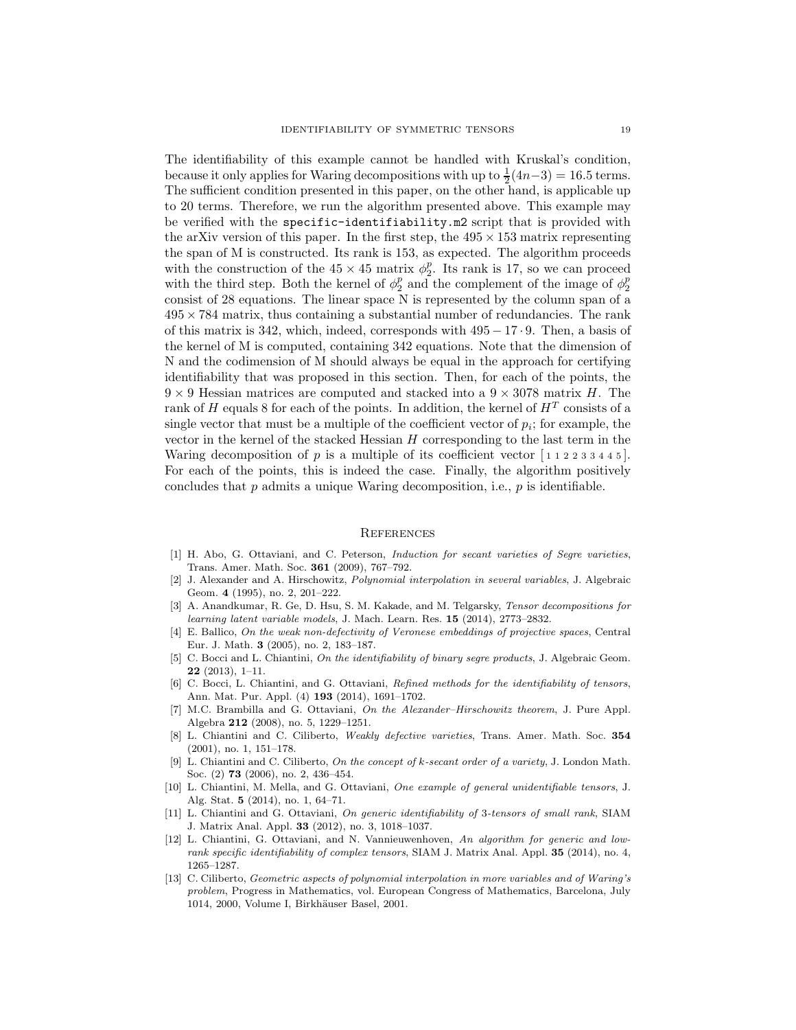The identifiability of this example cannot be handled with Kruskal's condition, because it only applies for Waring decompositions with up to $\frac{1}{2}(4n-3) = 16.5$ terms. The sufficient condition presented in this paper, on the other hand, is applicable up to 20 terms. Therefore, we run the algorithm presented above. This example may be verified with the `specific-identifiability.m2` script that is provided with the arXiv version of this paper. In the first step, the $495 \times 153$ matrix representing the span of M is constructed. Its rank is 153, as expected. The algorithm proceeds with the construction of the $45 \times 45$ matrix $\phi_2^p$. Its rank is 17, so we can proceed with the third step. Both the kernel of $\phi_2^p$ and the complement of the image of $\phi_2^p$ consist of 28 equations. The linear space N is represented by the column span of a $495 \times 784$ matrix, thus containing a substantial number of redundancies. The rank of this matrix is 342, which, indeed, corresponds with $495 - 17 \cdot 9$. Then, a basis of the kernel of M is computed, containing 342 equations. Note that the dimension of N and the codimension of M should always be equal in the approach for certifying identifiability that was proposed in this section. Then, for each of the points, the $9 \times 9$ Hessian matrices are computed and stacked into a $9 \times 3078$ matrix $H$. The rank of $H$ equals 8 for each of the points. In addition, the kernel of $H^T$ consists of a single vector that must be a multiple of the coefficient vector of $p_i$; for example, the vector in the kernel of the stacked Hessian $H$ corresponding to the last term in the Waring decomposition of $p$ is a multiple of its coefficient vector $[\,1\;1\;2\;2\;3\;3\;4\;4\;5\,]$. For each of the points, this is indeed the case. Finally, the algorithm positively concludes that $p$ admits a unique Waring decomposition, i.e., $p$ is identifiable.

## References

[1] H. Abo, G. Ottaviani, and C. Peterson, *Induction for secant varieties of Segre varieties*, Trans. Amer. Math. Soc. **361** (2009), 767–792.

[2] J. Alexander and A. Hirschowitz, *Polynomial interpolation in several variables*, J. Algebraic Geom. **4** (1995), no. 2, 201–222.

[3] A. Anandkumar, R. Ge, D. Hsu, S. M. Kakade, and M. Telgarsky, *Tensor decompositions for learning latent variable models*, J. Mach. Learn. Res. **15** (2014), 2773–2832.

[4] E. Ballico, *On the weak non-defectivity of Veronese embeddings of projective spaces*, Central Eur. J. Math. **3** (2005), no. 2, 183–187.

[5] C. Bocci and L. Chiantini, *On the identifiability of binary segre products*, J. Algebraic Geom. **22** (2013), 1–11.

[6] C. Bocci, L. Chiantini, and G. Ottaviani, *Refined methods for the identifiability of tensors*, Ann. Mat. Pur. Appl. (4) **193** (2014), 1691–1702.

[7] M.C. Brambilla and G. Ottaviani, *On the Alexander–Hirschowitz theorem*, J. Pure Appl. Algebra **212** (2008), no. 5, 1229–1251.

[8] L. Chiantini and C. Ciliberto, *Weakly defective varieties*, Trans. Amer. Math. Soc. **354** (2001), no. 1, 151–178.

[9] L. Chiantini and C. Ciliberto, *On the concept of k-secant order of a variety*, J. London Math. Soc. (2) **73** (2006), no. 2, 436–454.

[10] L. Chiantini, M. Mella, and G. Ottaviani, *One example of general unidentifiable tensors*, J. Alg. Stat. **5** (2014), no. 1, 64–71.

[11] L. Chiantini and G. Ottaviani, *On generic identifiability of 3-tensors of small rank*, SIAM J. Matrix Anal. Appl. **33** (2012), no. 3, 1018–1037.

[12] L. Chiantini, G. Ottaviani, and N. Vannieuwenhoven, *An algorithm for generic and low-rank specific identifiability of complex tensors*, SIAM J. Matrix Anal. Appl. **35** (2014), no. 4, 1265–1287.

[13] C. Ciliberto, *Geometric aspects of polynomial interpolation in more variables and of Waring's problem*, Progress in Mathematics, vol. European Congress of Mathematics, Barcelona, July 1014, 2000, Volume I, Birkhäuser Basel, 2001.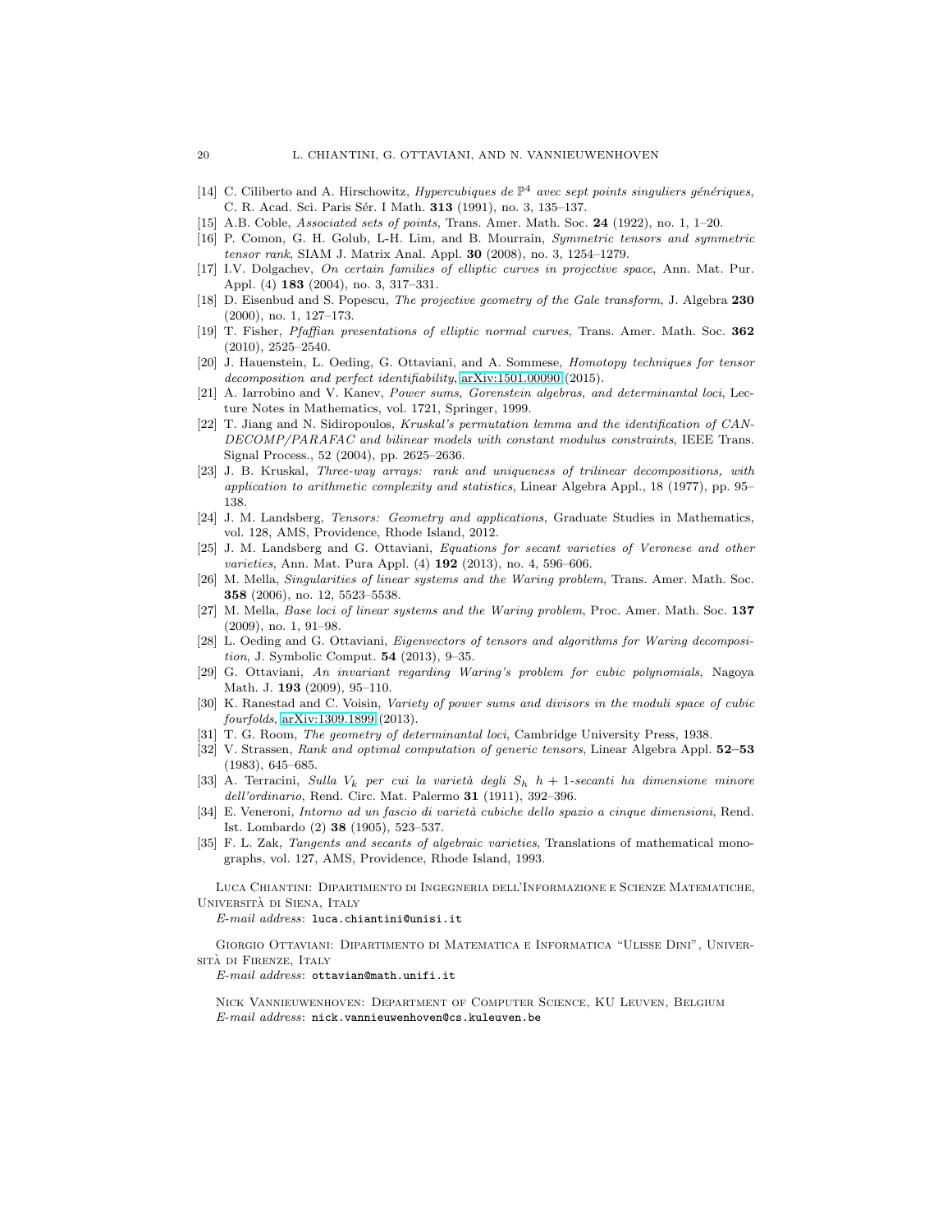[14] C. Ciliberto and A. Hirschowitz, *Hypercubiques de $\mathbb{P}^4$ avec sept points singuliers génériques*, C. R. Acad. Sci. Paris Sér. I Math. **313** (1991), no. 3, 135–137.

[15] A.B. Coble, *Associated sets of points*, Trans. Amer. Math. Soc. **24** (1922), no. 1, 1–20.

[16] P. Comon, G. H. Golub, L-H. Lim, and B. Mourrain, *Symmetric tensors and symmetric tensor rank*, SIAM J. Matrix Anal. Appl. **30** (2008), no. 3, 1254–1279.

[17] I.V. Dolgachev, *On certain families of elliptic curves in projective space*, Ann. Mat. Pur. Appl. (4) **183** (2004), no. 3, 317–331.

[18] D. Eisenbud and S. Popescu, *The projective geometry of the Gale transform*, J. Algebra **230** (2000), no. 1, 127–173.

[19] T. Fisher, *Pfaffian presentations of elliptic normal curves*, Trans. Amer. Math. Soc. **362** (2010), 2525–2540.

[20] J. Hauenstein, L. Oeding, G. Ottaviani, and A. Sommese, *Homotopy techniques for tensor decomposition and perfect identifiability*, arXiv:1501.00090 (2015).

[21] A. Iarrobino and V. Kanev, *Power sums, Gorenstein algebras, and determinantal loci*, Lecture Notes in Mathematics, vol. 1721, Springer, 1999.

[22] T. Jiang and N. Sidiropoulos, *Kruskal's permutation lemma and the identification of CANDECOMP/PARAFAC and bilinear models with constant modulus constraints*, IEEE Trans. Signal Process., 52 (2004), pp. 2625–2636.

[23] J. B. Kruskal, *Three-way arrays: rank and uniqueness of trilinear decompositions, with application to arithmetic complexity and statistics*, Linear Algebra Appl., 18 (1977), pp. 95–138.

[24] J. M. Landsberg, *Tensors: Geometry and applications*, Graduate Studies in Mathematics, vol. 128, AMS, Providence, Rhode Island, 2012.

[25] J. M. Landsberg and G. Ottaviani, *Equations for secant varieties of Veronese and other varieties*, Ann. Mat. Pura Appl. (4) **192** (2013), no. 4, 596–606.

[26] M. Mella, *Singularities of linear systems and the Waring problem*, Trans. Amer. Math. Soc. **358** (2006), no. 12, 5523–5538.

[27] M. Mella, *Base loci of linear systems and the Waring problem*, Proc. Amer. Math. Soc. **137** (2009), no. 1, 91–98.

[28] L. Oeding and G. Ottaviani, *Eigenvectors of tensors and algorithms for Waring decomposition*, J. Symbolic Comput. **54** (2013), 9–35.

[29] G. Ottaviani, *An invariant regarding Waring's problem for cubic polynomials*, Nagoya Math. J. **193** (2009), 95–110.

[30] K. Ranestad and C. Voisin, *Variety of power sums and divisors in the moduli space of cubic fourfolds*, arXiv:1309.1899 (2013).

[31] T. G. Room, *The geometry of determinantal loci*, Cambridge University Press, 1938.

[32] V. Strassen, *Rank and optimal computation of generic tensors*, Linear Algebra Appl. **52–53** (1983), 645–685.

[33] A. Terracini, *Sulla $V_k$ per cui la varietà degli $S_h$ $h+1$-secanti ha dimensione minore dell'ordinario*, Rend. Circ. Mat. Palermo **31** (1911), 392–396.

[34] E. Veneroni, *Intorno ad un fascio di varietà cubiche dello spazio a cinque dimensioni*, Rend. Ist. Lombardo (2) **38** (1905), 523–537.

[35] F. L. Zak, *Tangents and secants of algebraic varieties*, Translations of mathematical monographs, vol. 127, AMS, Providence, Rhode Island, 1993.

Luca Chiantini: Dipartimento di Ingegneria dell'Informazione e Scienze Matematiche, Università di Siena, Italy

*E-mail address*: luca.chiantini@unisi.it

Giorgio Ottaviani: Dipartimento di Matematica e Informatica "Ulisse Dini", Università di Firenze, Italy

*E-mail address*: ottavian@math.unifi.it

Nick Vannieuwenhoven: Department of Computer Science, KU Leuven, Belgium

*E-mail address*: nick.vannieuwenhoven@cs.kuleuven.be